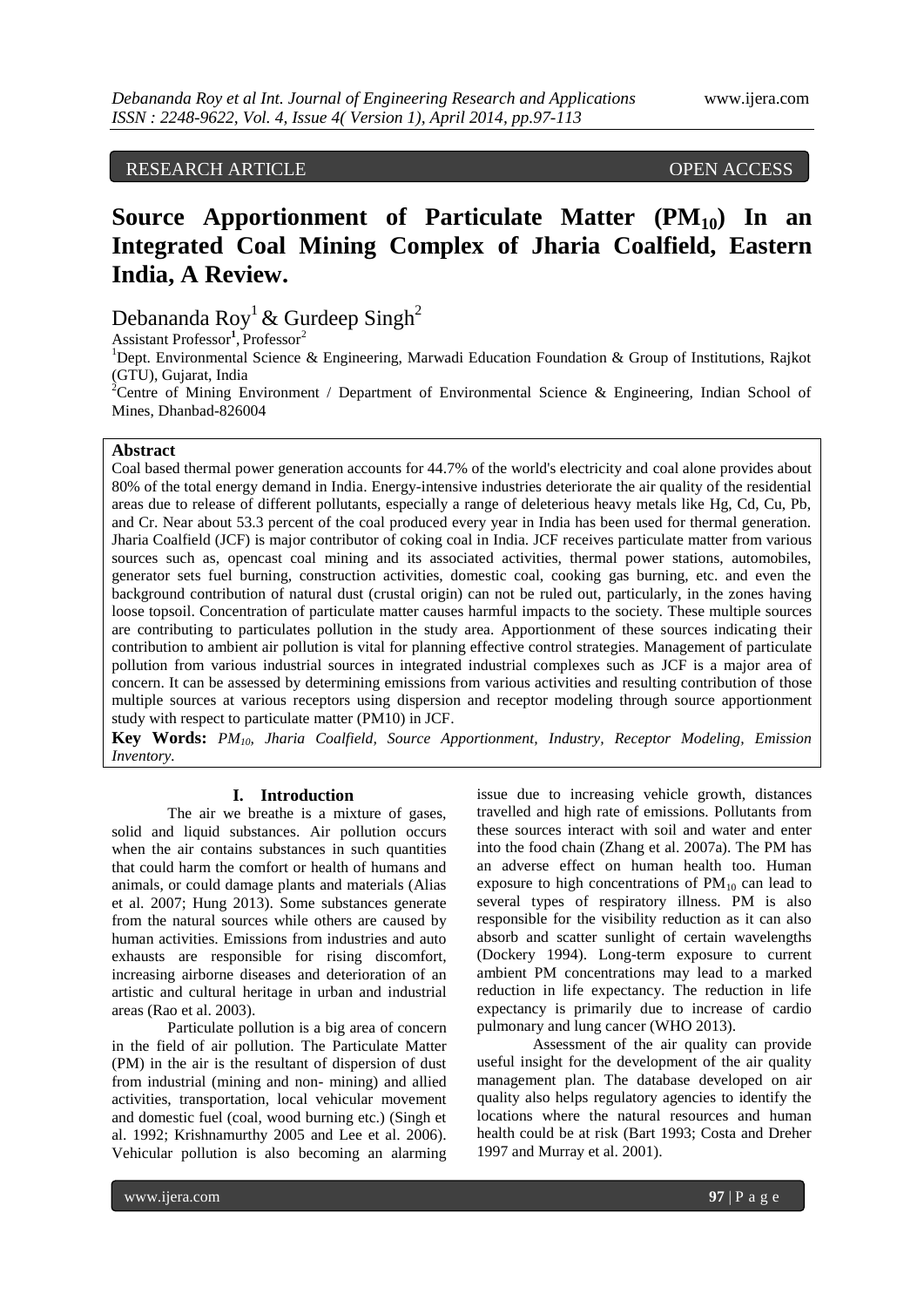RESEARCH ARTICLE OPEN ACCESS

# Source Apportionment of Particulate Matter ($PM_{10}$) In an Integrated Coal Mining Complex of Jharia Coalfield, Eastern India, A Review.

Debananda Roy[1] & Gurdeep Singh[2]

Assistant Professor[1], Professor[2]

[1]Dept. Environmental Science & Engineering, Marwadi Education Foundation & Group of Institutions, Rajkot (GTU), Gujarat, India

[2]Centre of Mining Environment / Department of Environmental Science & Engineering, Indian School of Mines, Dhanbad-826004

## Abstract

Coal based thermal power generation accounts for 44.7% of the world's electricity and coal alone provides about 80% of the total energy demand in India. Energy-intensive industries deteriorate the air quality of the residential areas due to release of different pollutants, especially a range of deleterious heavy metals like Hg, Cd, Cu, Pb, and Cr. Near about 53.3 percent of the coal produced every year in India has been used for thermal generation. Jharia Coalfield (JCF) is major contributor of coking coal in India. JCF receives particulate matter from various sources such as, opencast coal mining and its associated activities, thermal power stations, automobiles, generator sets fuel burning, construction activities, domestic coal, cooking gas burning, etc. and even the background contribution of natural dust (crustal origin) can not be ruled out, particularly, in the zones having loose topsoil. Concentration of particulate matter causes harmful impacts to the society. These multiple sources are contributing to particulates pollution in the study area. Apportionment of these sources indicating their contribution to ambient air pollution is vital for planning effective control strategies. Management of particulate pollution from various industrial sources in integrated industrial complexes such as JCF is a major area of concern. It can be assessed by determining emissions from various activities and resulting contribution of those multiple sources at various receptors using dispersion and receptor modeling through source apportionment study with respect to particulate matter (PM10) in JCF.

**Key Words:** *$PM_{10}$, Jharia Coalfield, Source Apportionment, Industry, Receptor Modeling, Emission Inventory.*

## I. Introduction

The air we breathe is a mixture of gases, solid and liquid substances. Air pollution occurs when the air contains substances in such quantities that could harm the comfort or health of humans and animals, or could damage plants and materials (Alias et al. 2007; Hung 2013). Some substances generate from the natural sources while others are caused by human activities. Emissions from industries and auto exhausts are responsible for rising discomfort, increasing airborne diseases and deterioration of an artistic and cultural heritage in urban and industrial areas (Rao et al. 2003).

Particulate pollution is a big area of concern in the field of air pollution. The Particulate Matter (PM) in the air is the resultant of dispersion of dust from industrial (mining and non- mining) and allied activities, transportation, local vehicular movement and domestic fuel (coal, wood burning etc.) (Singh et al. 1992; Krishnamurthy 2005 and Lee et al. 2006). Vehicular pollution is also becoming an alarming issue due to increasing vehicle growth, distances travelled and high rate of emissions. Pollutants from these sources interact with soil and water and enter into the food chain (Zhang et al. 2007a). The PM has an adverse effect on human health too. Human exposure to high concentrations of $PM_{10}$ can lead to several types of respiratory illness. PM is also responsible for the visibility reduction as it can also absorb and scatter sunlight of certain wavelengths (Dockery 1994). Long-term exposure to current ambient PM concentrations may lead to a marked reduction in life expectancy. The reduction in life expectancy is primarily due to increase of cardio pulmonary and lung cancer (WHO 2013).

Assessment of the air quality can provide useful insight for the development of the air quality management plan. The database developed on air quality also helps regulatory agencies to identify the locations where the natural resources and human health could be at risk (Bart 1993; Costa and Dreher 1997 and Murray et al. 2001).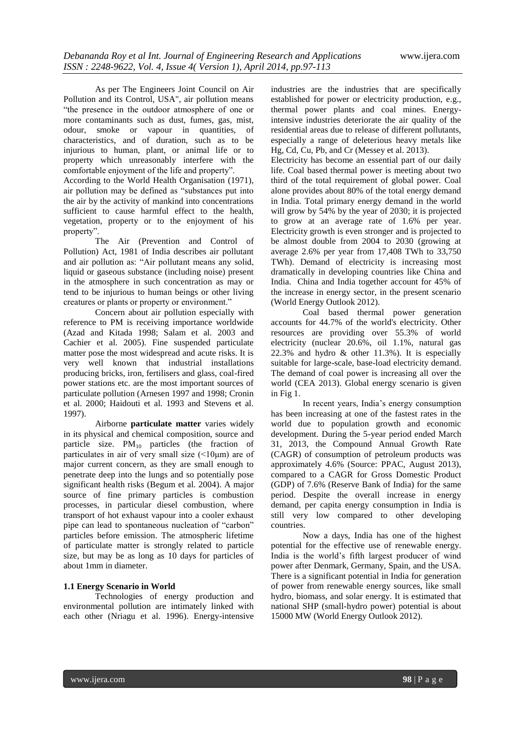As per The Engineers Joint Council on Air Pollution and its Control, USA", air pollution means "the presence in the outdoor atmosphere of one or more contaminants such as dust, fumes, gas, mist, odour, smoke or vapour in quantities, of characteristics, and of duration, such as to be injurious to human, plant, or animal life or to property which unreasonably interfere with the comfortable enjoyment of the life and property".

According to the World Health Organisation (1971), air pollution may be defined as "substances put into the air by the activity of mankind into concentrations sufficient to cause harmful effect to the health, vegetation, property or to the enjoyment of his property".

The Air (Prevention and Control of Pollution) Act, 1981 of India describes air pollutant and air pollution as: "Air pollutant means any solid, liquid or gaseous substance (including noise) present in the atmosphere in such concentration as may or tend to be injurious to human beings or other living creatures or plants or property or environment."

Concern about air pollution especially with reference to PM is receiving importance worldwide (Azad and Kitada 1998; Salam et al. 2003 and Cachier et al. 2005). Fine suspended particulate matter pose the most widespread and acute risks. It is very well known that industrial installations producing bricks, iron, fertilisers and glass, coal-fired power stations etc. are the most important sources of particulate pollution (Arnesen 1997 and 1998; Cronin et al. 2000; Haidouti et al. 1993 and Stevens et al. 1997).

Airborne **particulate matter** varies widely in its physical and chemical composition, source and particle size. $PM_{10}$ particles (the fraction of particulates in air of very small size (<10μm) are of major current concern, as they are small enough to penetrate deep into the lungs and so potentially pose significant health risks (Begum et al. 2004). A major source of fine primary particles is combustion processes, in particular diesel combustion, where transport of hot exhaust vapour into a cooler exhaust pipe can lead to spontaneous nucleation of "carbon" particles before emission. The atmospheric lifetime of particulate matter is strongly related to particle size, but may be as long as 10 days for particles of about 1mm in diameter.

### 1.1 Energy Scenario in World

Technologies of energy production and environmental pollution are intimately linked with each other (Nriagu et al. 1996). Energy-intensive industries are the industries that are specifically established for power or electricity production, e.g., thermal power plants and coal mines. Energy-intensive industries deteriorate the air quality of the residential areas due to release of different pollutants, especially a range of deleterious heavy metals like Hg, Cd, Cu, Pb, and Cr (Messey et al. 2013).

Electricity has become an essential part of our daily life. Coal based thermal power is meeting about two third of the total requirement of global power. Coal alone provides about 80% of the total energy demand in India. Total primary energy demand in the world will grow by 54% by the year of 2030; it is projected to grow at an average rate of 1.6% per year. Electricity growth is even stronger and is projected to be almost double from 2004 to 2030 (growing at average 2.6% per year from 17,408 TWh to 33,750 TWh). Demand of electricity is increasing most dramatically in developing countries like China and India. China and India together account for 45% of the increase in energy sector, in the present scenario (World Energy Outlook 2012).

Coal based thermal power generation accounts for 44.7% of the world's electricity. Other resources are providing over 55.3% of world electricity (nuclear 20.6%, oil 1.1%, natural gas 22.3% and hydro & other 11.3%). It is especially suitable for large-scale, base-load electricity demand. The demand of coal power is increasing all over the world (CEA 2013). Global energy scenario is given in Fig 1.

In recent years, India's energy consumption has been increasing at one of the fastest rates in the world due to population growth and economic development. During the 5-year period ended March 31, 2013, the Compound Annual Growth Rate (CAGR) of consumption of petroleum products was approximately 4.6% (Source: PPAC, August 2013), compared to a CAGR for Gross Domestic Product (GDP) of 7.6% (Reserve Bank of India) for the same period. Despite the overall increase in energy demand, per capita energy consumption in India is still very low compared to other developing countries.

Now a days, India has one of the highest potential for the effective use of renewable energy. India is the world's fifth largest producer of wind power after Denmark, Germany, Spain, and the USA. There is a significant potential in India for generation of power from renewable energy sources, like small hydro, biomass, and solar energy. It is estimated that national SHP (small-hydro power) potential is about 15000 MW (World Energy Outlook 2012).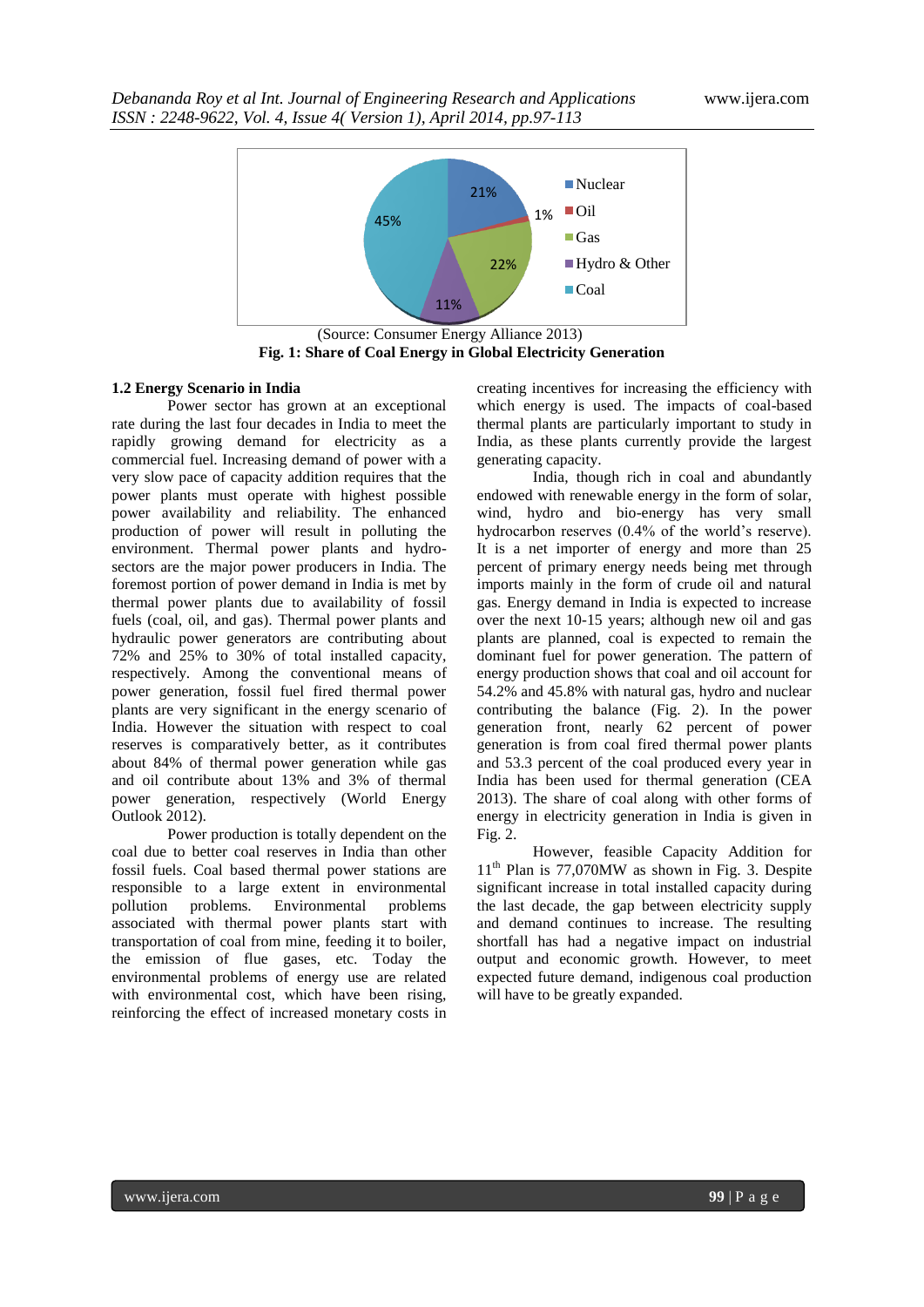(Source: Consumer Energy Alliance 2013)

**Fig. 1: Share of Coal Energy in Global Electricity Generation**

### 1.2 Energy Scenario in India

Power sector has grown at an exceptional rate during the last four decades in India to meet the rapidly growing demand for electricity as a commercial fuel. Increasing demand of power with a very slow pace of capacity addition requires that the power plants must operate with highest possible power availability and reliability. The enhanced production of power will result in polluting the environment. Thermal power plants and hydro-sectors are the major power producers in India. The foremost portion of power demand in India is met by thermal power plants due to availability of fossil fuels (coal, oil, and gas). Thermal power plants and hydraulic power generators are contributing about 72% and 25% to 30% of total installed capacity, respectively. Among the conventional means of power generation, fossil fuel fired thermal power plants are very significant in the energy scenario of India. However the situation with respect to coal reserves is comparatively better, as it contributes about 84% of thermal power generation while gas and oil contribute about 13% and 3% of thermal power generation, respectively (World Energy Outlook 2012).

Power production is totally dependent on the coal due to better coal reserves in India than other fossil fuels. Coal based thermal power stations are responsible to a large extent in environmental pollution problems. Environmental problems associated with thermal power plants start with transportation of coal from mine, feeding it to boiler, the emission of flue gases, etc. Today the environmental problems of energy use are related with environmental cost, which have been rising, reinforcing the effect of increased monetary costs in creating incentives for increasing the efficiency with which energy is used. The impacts of coal-based thermal plants are particularly important to study in India, as these plants currently provide the largest generating capacity.

India, though rich in coal and abundantly endowed with renewable energy in the form of solar, wind, hydro and bio-energy has very small hydrocarbon reserves (0.4% of the world's reserve). It is a net importer of energy and more than 25 percent of primary energy needs being met through imports mainly in the form of crude oil and natural gas. Energy demand in India is expected to increase over the next 10-15 years; although new oil and gas plants are planned, coal is expected to remain the dominant fuel for power generation. The pattern of energy production shows that coal and oil account for 54.2% and 45.8% with natural gas, hydro and nuclear contributing the balance (Fig. 2). In the power generation front, nearly 62 percent of power generation is from coal fired thermal power plants and 53.3 percent of the coal produced every year in India has been used for thermal generation (CEA 2013). The share of coal along with other forms of energy in electricity generation in India is given in Fig. 2.

However, feasible Capacity Addition for 11[th] Plan is 77,070MW as shown in Fig. 3. Despite significant increase in total installed capacity during the last decade, the gap between electricity supply and demand continues to increase. The resulting shortfall has had a negative impact on industrial output and economic growth. However, to meet expected future demand, indigenous coal production will have to be greatly expanded.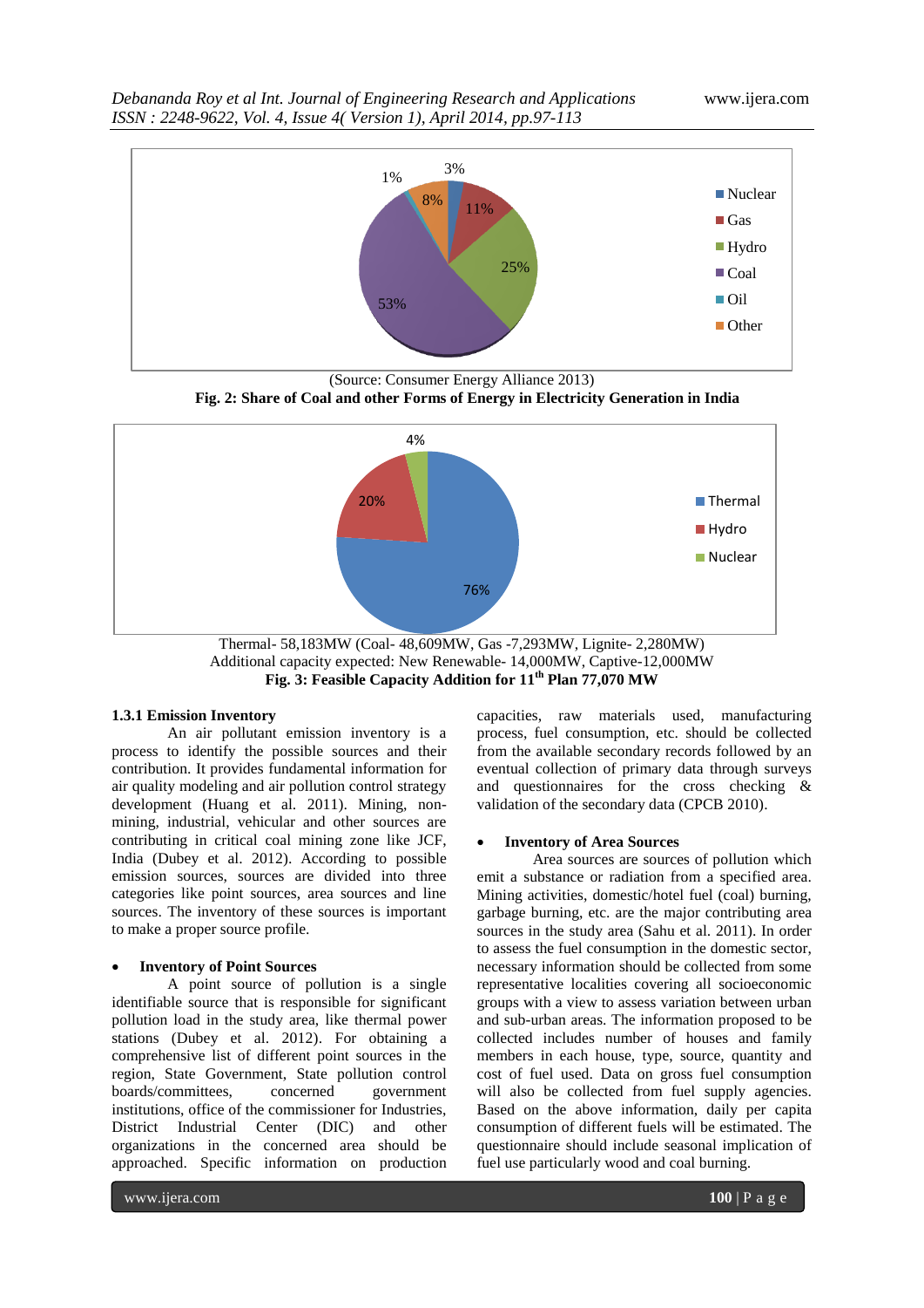(Source: Consumer Energy Alliance 2013)

**Fig. 2: Share of Coal and other Forms of Energy in Electricity Generation in India**

Thermal- 58,183MW (Coal- 48,609MW, Gas -7,293MW, Lignite- 2,280MW)
Additional capacity expected: New Renewable- 14,000MW, Captive-12,000MW

**Fig. 3: Feasible Capacity Addition for 11th Plan 77,070 MW**

### 1.3.1 Emission Inventory

An air pollutant emission inventory is a process to identify the possible sources and their contribution. It provides fundamental information for air quality modeling and air pollution control strategy development (Huang et al. 2011). Mining, non-mining, industrial, vehicular and other sources are contributing in critical coal mining zone like JCF, India (Dubey et al. 2012). According to possible emission sources, sources are divided into three categories like point sources, area sources and line sources. The inventory of these sources is important to make a proper source profile.

- **Inventory of Point Sources**

A point source of pollution is a single identifiable source that is responsible for significant pollution load in the study area, like thermal power stations (Dubey et al. 2012). For obtaining a comprehensive list of different point sources in the region, State Government, State pollution control boards/committees, concerned government institutions, office of the commissioner for Industries, District Industrial Center (DIC) and other organizations in the concerned area should be approached. Specific information on production capacities, raw materials used, manufacturing process, fuel consumption, etc. should be collected from the available secondary records followed by an eventual collection of primary data through surveys and questionnaires for the cross checking & validation of the secondary data (CPCB 2010).

- **Inventory of Area Sources**

Area sources are sources of pollution which emit a substance or radiation from a specified area. Mining activities, domestic/hotel fuel (coal) burning, garbage burning, etc. are the major contributing area sources in the study area (Sahu et al. 2011). In order to assess the fuel consumption in the domestic sector, necessary information should be collected from some representative localities covering all socioeconomic groups with a view to assess variation between urban and sub-urban areas. The information proposed to be collected includes number of houses and family members in each house, type, source, quantity and cost of fuel used. Data on gross fuel consumption will also be collected from fuel supply agencies. Based on the above information, daily per capita consumption of different fuels will be estimated. The questionnaire should include seasonal implication of fuel use particularly wood and coal burning.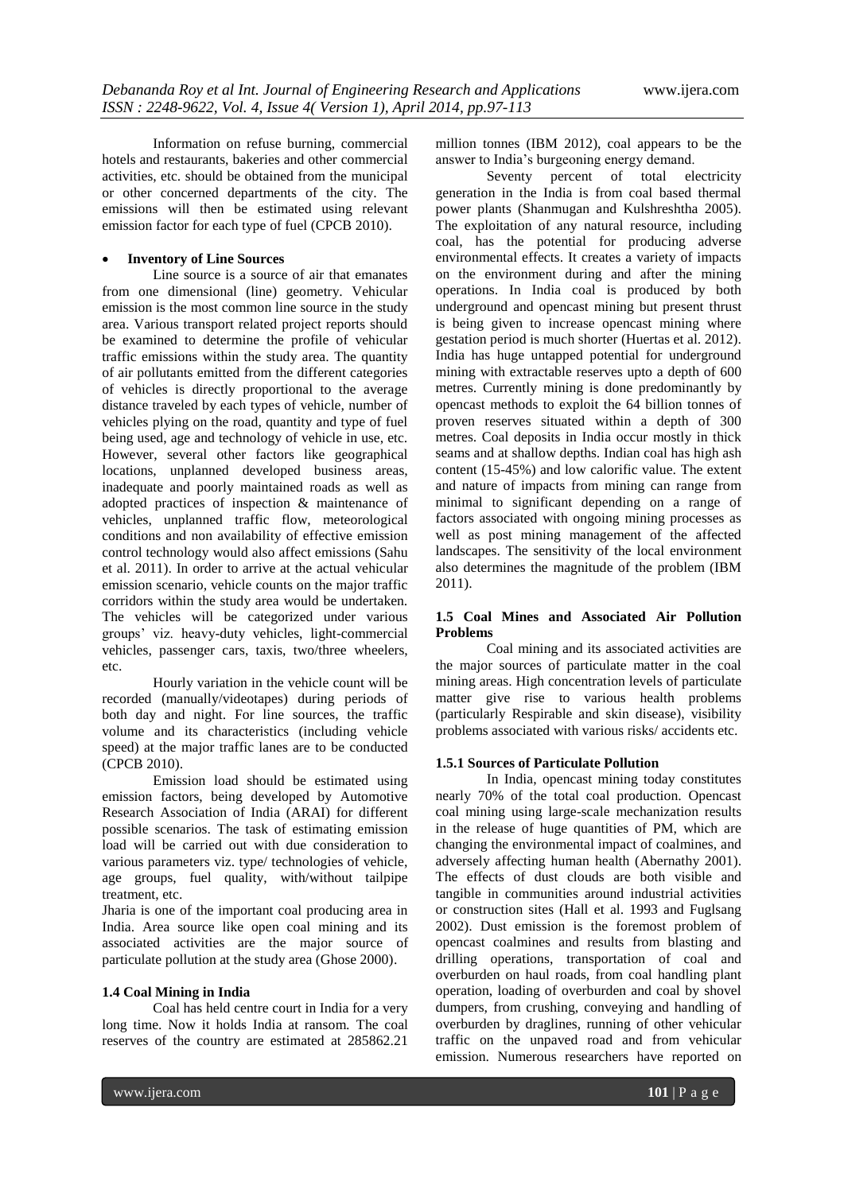Information on refuse burning, commercial hotels and restaurants, bakeries and other commercial activities, etc. should be obtained from the municipal or other concerned departments of the city. The emissions will then be estimated using relevant emission factor for each type of fuel (CPCB 2010).

- **Inventory of Line Sources**

Line source is a source of air that emanates from one dimensional (line) geometry. Vehicular emission is the most common line source in the study area. Various transport related project reports should be examined to determine the profile of vehicular traffic emissions within the study area. The quantity of air pollutants emitted from the different categories of vehicles is directly proportional to the average distance traveled by each types of vehicle, number of vehicles plying on the road, quantity and type of fuel being used, age and technology of vehicle in use, etc. However, several other factors like geographical locations, unplanned developed business areas, inadequate and poorly maintained roads as well as adopted practices of inspection & maintenance of vehicles, unplanned traffic flow, meteorological conditions and non availability of effective emission control technology would also affect emissions (Sahu et al. 2011). In order to arrive at the actual vehicular emission scenario, vehicle counts on the major traffic corridors within the study area would be undertaken. The vehicles will be categorized under various groups' viz. heavy-duty vehicles, light-commercial vehicles, passenger cars, taxis, two/three wheelers, etc.

Hourly variation in the vehicle count will be recorded (manually/videotapes) during periods of both day and night. For line sources, the traffic volume and its characteristics (including vehicle speed) at the major traffic lanes are to be conducted (CPCB 2010).

Emission load should be estimated using emission factors, being developed by Automotive Research Association of India (ARAI) for different possible scenarios. The task of estimating emission load will be carried out with due consideration to various parameters viz. type/ technologies of vehicle, age groups, fuel quality, with/without tailpipe treatment, etc.

Jharia is one of the important coal producing area in India. Area source like open coal mining and its associated activities are the major source of particulate pollution at the study area (Ghose 2000).

### 1.4 Coal Mining in India

Coal has held centre court in India for a very long time. Now it holds India at ransom. The coal reserves of the country are estimated at 285862.21 million tonnes (IBM 2012), coal appears to be the answer to India's burgeoning energy demand.

Seventy percent of total electricity generation in the India is from coal based thermal power plants (Shanmugan and Kulshreshtha 2005). The exploitation of any natural resource, including coal, has the potential for producing adverse environmental effects. It creates a variety of impacts on the environment during and after the mining operations. In India coal is produced by both underground and opencast mining but present thrust is being given to increase opencast mining where gestation period is much shorter (Huertas et al. 2012). India has huge untapped potential for underground mining with extractable reserves upto a depth of 600 metres. Currently mining is done predominantly by opencast methods to exploit the 64 billion tonnes of proven reserves situated within a depth of 300 metres. Coal deposits in India occur mostly in thick seams and at shallow depths. Indian coal has high ash content (15-45%) and low calorific value. The extent and nature of impacts from mining can range from minimal to significant depending on a range of factors associated with ongoing mining processes as well as post mining management of the affected landscapes. The sensitivity of the local environment also determines the magnitude of the problem (IBM 2011).

### 1.5 Coal Mines and Associated Air Pollution Problems

Coal mining and its associated activities are the major sources of particulate matter in the coal mining areas. High concentration levels of particulate matter give rise to various health problems (particularly Respirable and skin disease), visibility problems associated with various risks/ accidents etc.

#### 1.5.1 Sources of Particulate Pollution

In India, opencast mining today constitutes nearly 70% of the total coal production. Opencast coal mining using large-scale mechanization results in the release of huge quantities of PM, which are changing the environmental impact of coalmines, and adversely affecting human health (Abernathy 2001). The effects of dust clouds are both visible and tangible in communities around industrial activities or construction sites (Hall et al. 1993 and Fuglsang 2002). Dust emission is the foremost problem of opencast coalmines and results from blasting and drilling operations, transportation of coal and overburden on haul roads, from coal handling plant operation, loading of overburden and coal by shovel dumpers, from crushing, conveying and handling of overburden by draglines, running of other vehicular traffic on the unpaved road and from vehicular emission. Numerous researchers have reported on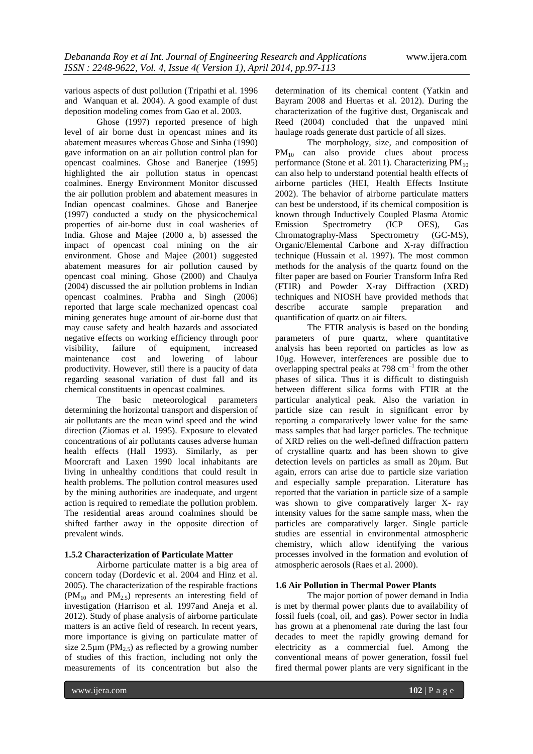various aspects of dust pollution (Tripathi et al. 1996 and Wanquan et al. 2004). A good example of dust deposition modeling comes from Gao et al. 2003.

Ghose (1997) reported presence of high level of air borne dust in opencast mines and its abatement measures whereas Ghose and Sinha (1990) gave information on an air pollution control plan for opencast coalmines. Ghose and Banerjee (1995) highlighted the air pollution status in opencast coalmines. Energy Environment Monitor discussed the air pollution problem and abatement measures in Indian opencast coalmines. Ghose and Banerjee (1997) conducted a study on the physicochemical properties of air-borne dust in coal washeries of India. Ghose and Majee (2000 a, b) assessed the impact of opencast coal mining on the air environment. Ghose and Majee (2001) suggested abatement measures for air pollution caused by opencast coal mining. Ghose (2000) and Chaulya (2004) discussed the air pollution problems in Indian opencast coalmines. Prabha and Singh (2006) reported that large scale mechanized opencast coal mining generates huge amount of air-borne dust that may cause safety and health hazards and associated negative effects on working efficiency through poor visibility, failure of equipment, increased maintenance cost and lowering of labour productivity. However, still there is a paucity of data regarding seasonal variation of dust fall and its chemical constituents in opencast coalmines.

The basic meteorological parameters determining the horizontal transport and dispersion of air pollutants are the mean wind speed and the wind direction (Ziomas et al. 1995). Exposure to elevated concentrations of air pollutants causes adverse human health effects (Hall 1993). Similarly, as per Moorcraft and Laxen 1990 local inhabitants are living in unhealthy conditions that could result in health problems. The pollution control measures used by the mining authorities are inadequate, and urgent action is required to remediate the pollution problem. The residential areas around coalmines should be shifted farther away in the opposite direction of prevalent winds.

### 1.5.2 Characterization of Particulate Matter

Airborne particulate matter is a big area of concern today (Dordevic et al. 2004 and Hinz et al. 2005). The characterization of the respirable fractions ($PM_{10}$ and $PM_{2.5}$) represents an interesting field of investigation (Harrison et al. 1997and Aneja et al. 2012). Study of phase analysis of airborne particulate matters is an active field of research. In recent years, more importance is giving on particulate matter of size 2.5µm ($PM_{2.5}$) as reflected by a growing number of studies of this fraction, including not only the measurements of its concentration but also the determination of its chemical content (Yatkin and Bayram 2008 and Huertas et al. 2012). During the characterization of the fugitive dust, Organiscak and Reed (2004) concluded that the unpaved mini haulage roads generate dust particle of all sizes.

The morphology, size, and composition of $PM_{10}$ can also provide clues about process performance (Stone et al. 2011). Characterizing $PM_{10}$ can also help to understand potential health effects of airborne particles (HEI, Health Effects Institute 2002). The behavior of airborne particulate matters can best be understood, if its chemical composition is known through Inductively Coupled Plasma Atomic Emission Spectrometry (ICP OES), Gas Chromatography-Mass Spectrometry (GC-MS), Organic/Elemental Carbone and X-ray diffraction technique (Hussain et al. 1997). The most common methods for the analysis of the quartz found on the filter paper are based on Fourier Transform Infra Red (FTIR) and Powder X-ray Diffraction (XRD) techniques and NIOSH have provided methods that describe accurate sample preparation and quantification of quartz on air filters.

The FTIR analysis is based on the bonding parameters of pure quartz, where quantitative analysis has been reported on particles as low as 10µg. However, interferences are possible due to overlapping spectral peaks at 798 $cm^{-1}$ from the other phases of silica. Thus it is difficult to distinguish between different silica forms with FTIR at the particular analytical peak. Also the variation in particle size can result in significant error by reporting a comparatively lower value for the same mass samples that had larger particles. The technique of XRD relies on the well-defined diffraction pattern of crystalline quartz and has been shown to give detection levels on particles as small as 20µm. But again, errors can arise due to particle size variation and especially sample preparation. Literature has reported that the variation in particle size of a sample was shown to give comparatively larger X- ray intensity values for the same sample mass, when the particles are comparatively larger. Single particle studies are essential in environmental atmospheric chemistry, which allow identifying the various processes involved in the formation and evolution of atmospheric aerosols (Raes et al. 2000).

### 1.6 Air Pollution in Thermal Power Plants

The major portion of power demand in India is met by thermal power plants due to availability of fossil fuels (coal, oil, and gas). Power sector in India has grown at a phenomenal rate during the last four decades to meet the rapidly growing demand for electricity as a commercial fuel. Among the conventional means of power generation, fossil fuel fired thermal power plants are very significant in the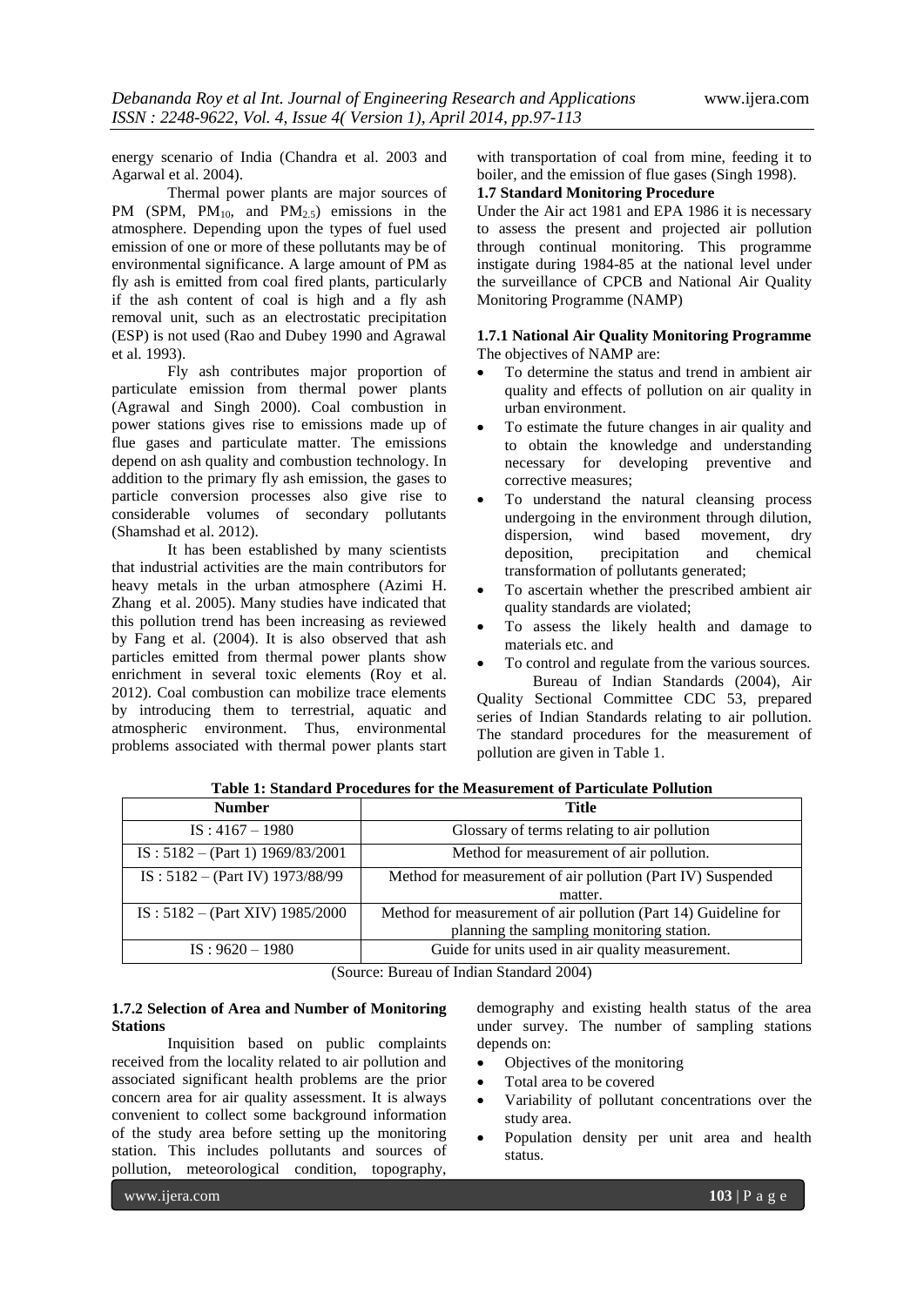energy scenario of India (Chandra et al. 2003 and Agarwal et al. 2004).

Thermal power plants are major sources of PM (SPM, $PM_{10}$, and $PM_{2.5}$) emissions in the atmosphere. Depending upon the types of fuel used emission of one or more of these pollutants may be of environmental significance. A large amount of PM as fly ash is emitted from coal fired plants, particularly if the ash content of coal is high and a fly ash removal unit, such as an electrostatic precipitation (ESP) is not used (Rao and Dubey 1990 and Agrawal et al. 1993).

Fly ash contributes major proportion of particulate emission from thermal power plants (Agrawal and Singh 2000). Coal combustion in power stations gives rise to emissions made up of flue gases and particulate matter. The emissions depend on ash quality and combustion technology. In addition to the primary fly ash emission, the gases to particle conversion processes also give rise to considerable volumes of secondary pollutants (Shamshad et al. 2012).

It has been established by many scientists that industrial activities are the main contributors for heavy metals in the urban atmosphere (Azimi H. Zhang et al. 2005). Many studies have indicated that this pollution trend has been increasing as reviewed by Fang et al. (2004). It is also observed that ash particles emitted from thermal power plants show enrichment in several toxic elements (Roy et al. 2012). Coal combustion can mobilize trace elements by introducing them to terrestrial, aquatic and atmospheric environment. Thus, environmental problems associated with thermal power plants start with transportation of coal from mine, feeding it to boiler, and the emission of flue gases (Singh 1998).

### 1.7 Standard Monitoring Procedure

Under the Air act 1981 and EPA 1986 it is necessary to assess the present and projected air pollution through continual monitoring. This programme instigate during 1984-85 at the national level under the surveillance of CPCB and National Air Quality Monitoring Programme (NAMP)

#### 1.7.1 National Air Quality Monitoring Programme

The objectives of NAMP are:

- To determine the status and trend in ambient air quality and effects of pollution on air quality in urban environment.
- To estimate the future changes in air quality and to obtain the knowledge and understanding necessary for developing preventive and corrective measures;
- To understand the natural cleansing process undergoing in the environment through dilution, dispersion, wind based movement, dry deposition, precipitation and chemical transformation of pollutants generated;
- To ascertain whether the prescribed ambient air quality standards are violated;
- To assess the likely health and damage to materials etc. and
- To control and regulate from the various sources.

Bureau of Indian Standards (2004), Air Quality Sectional Committee CDC 53, prepared series of Indian Standards relating to air pollution. The standard procedures for the measurement of pollution are given in Table 1.

**Table 1: Standard Procedures for the Measurement of Particulate Pollution**

| Number | Title |
|---|---|
| IS : 4167 – 1980 | Glossary of terms relating to air pollution |
| IS : 5182 – (Part 1) 1969/83/2001 | Method for measurement of air pollution. |
| IS : 5182 – (Part IV) 1973/88/99 | Method for measurement of air pollution (Part IV) Suspended matter. |
| IS : 5182 – (Part XIV) 1985/2000 | Method for measurement of air pollution (Part 14) Guideline for planning the sampling monitoring station. |
| IS : 9620 – 1980 | Guide for units used in air quality measurement. |

(Source: Bureau of Indian Standard 2004)

#### 1.7.2 Selection of Area and Number of Monitoring Stations

Inquisition based on public complaints received from the locality related to air pollution and associated significant health problems are the prior concern area for air quality assessment. It is always convenient to collect some background information of the study area before setting up the monitoring station. This includes pollutants and sources of pollution, meteorological condition, topography, demography and existing health status of the area under survey. The number of sampling stations depends on:

- Objectives of the monitoring
- Total area to be covered
- Variability of pollutant concentrations over the study area.
- Population density per unit area and health status.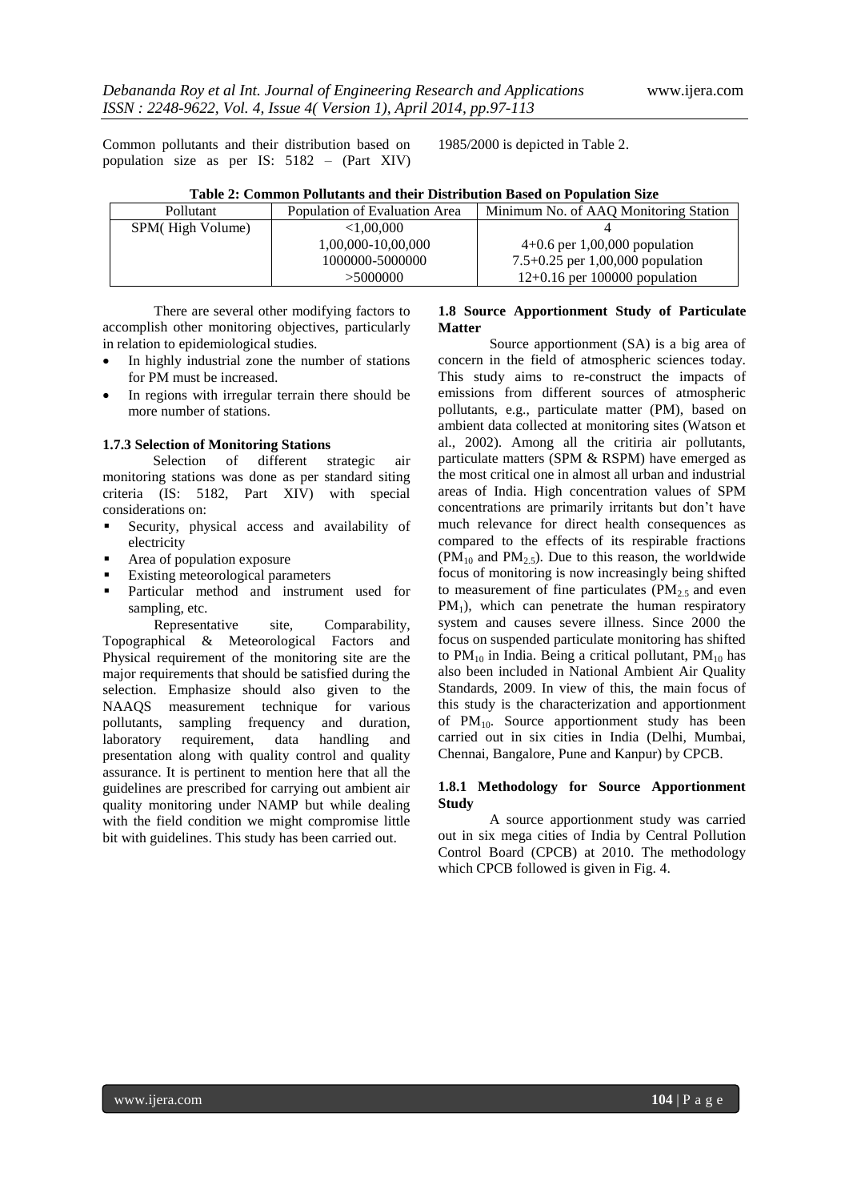Common pollutants and their distribution based on population size as per IS: 5182 – (Part XIV) 1985/2000 is depicted in Table 2.

**Table 2: Common Pollutants and their Distribution Based on Population Size**

| Pollutant | Population of Evaluation Area | Minimum No. of AAQ Monitoring Station |
|---|---|---|
| SPM( High Volume) | <1,00,000 | 4 |
| | 1,00,000-10,00,000 | 4+0.6 per 1,00,000 population |
| | 1000000-5000000 | 7.5+0.25 per 1,00,000 population |
| | >5000000 | 12+0.16 per 100000 population |

There are several other modifying factors to accomplish other monitoring objectives, particularly in relation to epidemiological studies.

- In highly industrial zone the number of stations for PM must be increased.
- In regions with irregular terrain there should be more number of stations.

### 1.7.3 Selection of Monitoring Stations

Selection of different strategic air monitoring stations was done as per standard siting criteria (IS: 5182, Part XIV) with special considerations on:

- Security, physical access and availability of electricity
- Area of population exposure
- Existing meteorological parameters
- Particular method and instrument used for sampling, etc.

Representative site, Comparability, Topographical & Meteorological Factors and Physical requirement of the monitoring site are the major requirements that should be satisfied during the selection. Emphasize should also given to the NAAQS measurement technique for various pollutants, sampling frequency and duration, laboratory requirement, data handling and presentation along with quality control and quality assurance. It is pertinent to mention here that all the guidelines are prescribed for carrying out ambient air quality monitoring under NAMP but while dealing with the field condition we might compromise little bit with guidelines. This study has been carried out.

## 1.8 Source Apportionment Study of Particulate Matter

Source apportionment (SA) is a big area of concern in the field of atmospheric sciences today. This study aims to re-construct the impacts of emissions from different sources of atmospheric pollutants, e.g., particulate matter (PM), based on ambient data collected at monitoring sites (Watson et al., 2002). Among all the critiria air pollutants, particulate matters (SPM & RSPM) have emerged as the most critical one in almost all urban and industrial areas of India. High concentration values of SPM concentrations are primarily irritants but don't have much relevance for direct health consequences as compared to the effects of its respirable fractions ($PM_{10}$ and $PM_{2.5}$). Due to this reason, the worldwide focus of monitoring is now increasingly being shifted to measurement of fine particulates ($PM_{2.5}$ and even $PM_1$), which can penetrate the human respiratory system and causes severe illness. Since 2000 the focus on suspended particulate monitoring has shifted to $PM_{10}$ in India. Being a critical pollutant, $PM_{10}$ has also been included in National Ambient Air Quality Standards, 2009. In view of this, the main focus of this study is the characterization and apportionment of $PM_{10}$. Source apportionment study has been carried out in six cities in India (Delhi, Mumbai, Chennai, Bangalore, Pune and Kanpur) by CPCB.

### 1.8.1 Methodology for Source Apportionment Study

A source apportionment study was carried out in six mega cities of India by Central Pollution Control Board (CPCB) at 2010. The methodology which CPCB followed is given in Fig. 4.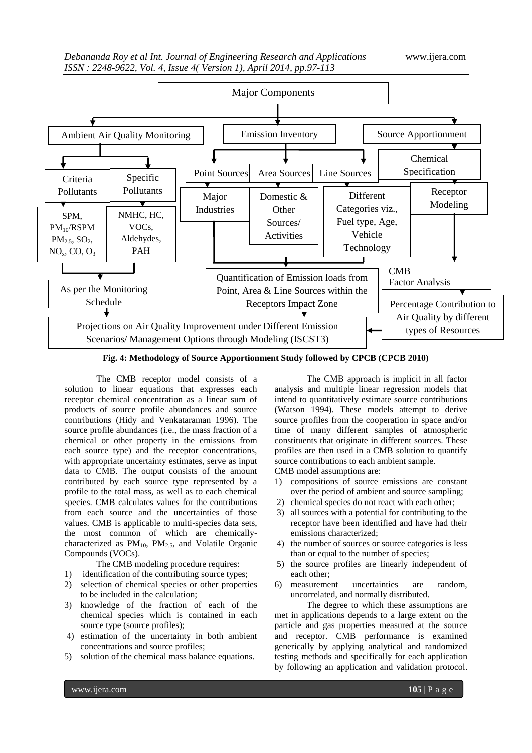**Fig. 4: Methodology of Source Apportionment Study followed by CPCB (CPCB 2010)**

The CMB receptor model consists of a solution to linear equations that expresses each receptor chemical concentration as a linear sum of products of source profile abundances and source contributions (Hidy and Venkataraman 1996). The source profile abundances (i.e., the mass fraction of a chemical or other property in the emissions from each source type) and the receptor concentrations, with appropriate uncertainty estimates, serve as input data to CMB. The output consists of the amount contributed by each source type represented by a profile to the total mass, as well as to each chemical species. CMB calculates values for the contributions from each source and the uncertainties of those values. CMB is applicable to multi-species data sets, the most common of which are chemically-characterized as $PM_{10}$, $PM_{2.5}$, and Volatile Organic Compounds (VOCs).

The CMB modeling procedure requires:

1) identification of the contributing source types;
2) selection of chemical species or other properties to be included in the calculation;
3) knowledge of the fraction of each of the chemical species which is contained in each source type (source profiles);
4) estimation of the uncertainty in both ambient concentrations and source profiles;
5) solution of the chemical mass balance equations.

The CMB approach is implicit in all factor analysis and multiple linear regression models that intend to quantitatively estimate source contributions (Watson 1994). These models attempt to derive source profiles from the cooperation in space and/or time of many different samples of atmospheric constituents that originate in different sources. These profiles are then used in a CMB solution to quantify source contributions to each ambient sample.

CMB model assumptions are:

1) compositions of source emissions are constant over the period of ambient and source sampling;
2) chemical species do not react with each other;
3) all sources with a potential for contributing to the receptor have been identified and have had their emissions characterized;
4) the number of sources or source categories is less than or equal to the number of species;
5) the source profiles are linearly independent of each other;
6) measurement uncertainties are random, uncorrelated, and normally distributed.

The degree to which these assumptions are met in applications depends to a large extent on the particle and gas properties measured at the source and receptor. CMB performance is examined generically by applying analytical and randomized testing methods and specifically for each application by following an application and validation protocol.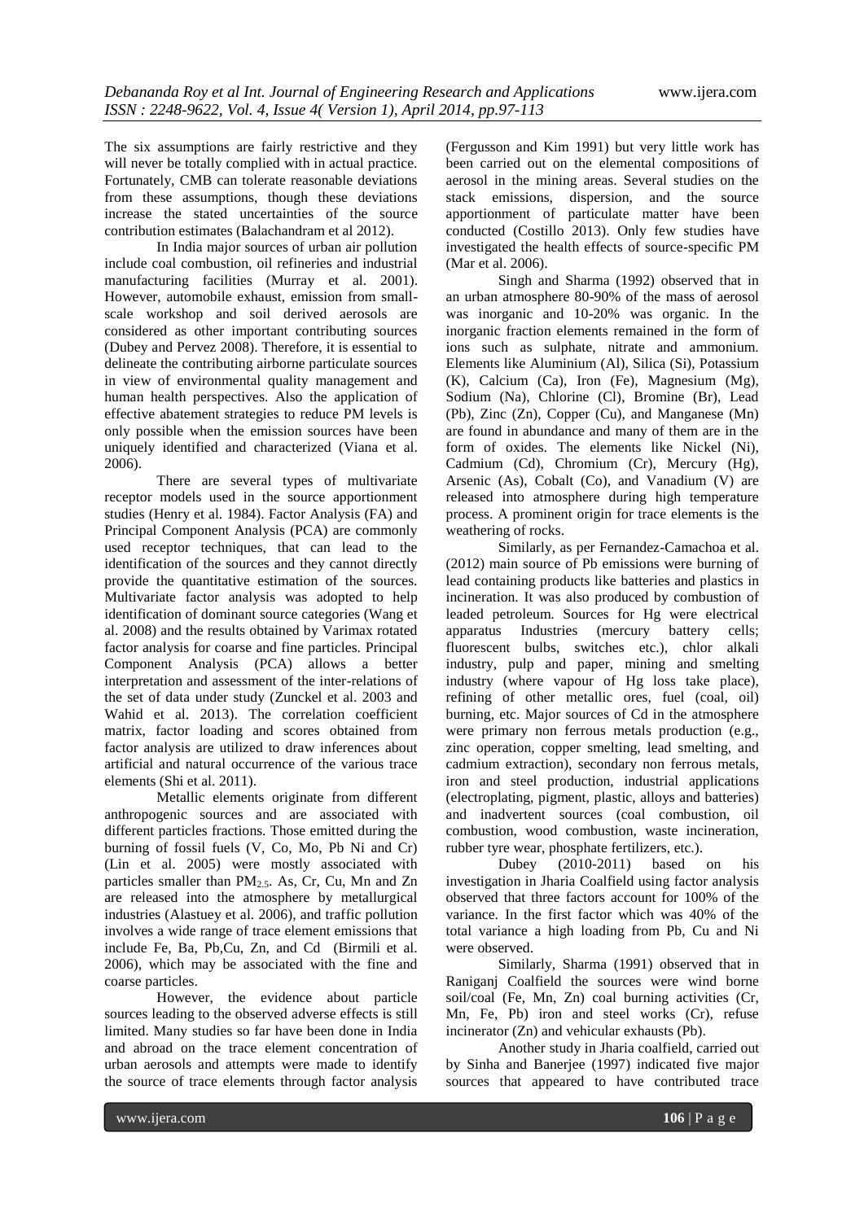The six assumptions are fairly restrictive and they will never be totally complied with in actual practice. Fortunately, CMB can tolerate reasonable deviations from these assumptions, though these deviations increase the stated uncertainties of the source contribution estimates (Balachandram et al 2012).

In India major sources of urban air pollution include coal combustion, oil refineries and industrial manufacturing facilities (Murray et al. 2001). However, automobile exhaust, emission from small-scale workshop and soil derived aerosols are considered as other important contributing sources (Dubey and Pervez 2008). Therefore, it is essential to delineate the contributing airborne particulate sources in view of environmental quality management and human health perspectives. Also the application of effective abatement strategies to reduce PM levels is only possible when the emission sources have been uniquely identified and characterized (Viana et al. 2006).

There are several types of multivariate receptor models used in the source apportionment studies (Henry et al. 1984). Factor Analysis (FA) and Principal Component Analysis (PCA) are commonly used receptor techniques, that can lead to the identification of the sources and they cannot directly provide the quantitative estimation of the sources. Multivariate factor analysis was adopted to help identification of dominant source categories (Wang et al. 2008) and the results obtained by Varimax rotated factor analysis for coarse and fine particles. Principal Component Analysis (PCA) allows a better interpretation and assessment of the inter-relations of the set of data under study (Zunckel et al. 2003 and Wahid et al. 2013). The correlation coefficient matrix, factor loading and scores obtained from factor analysis are utilized to draw inferences about artificial and natural occurrence of the various trace elements (Shi et al. 2011).

Metallic elements originate from different anthropogenic sources and are associated with different particles fractions. Those emitted during the burning of fossil fuels (V, Co, Mo, Pb Ni and Cr) (Lin et al. 2005) were mostly associated with particles smaller than $PM_{2.5}$. As, Cr, Cu, Mn and Zn are released into the atmosphere by metallurgical industries (Alastuey et al. 2006), and traffic pollution involves a wide range of trace element emissions that include Fe, Ba, Pb,Cu, Zn, and Cd (Birmili et al. 2006), which may be associated with the fine and coarse particles.

However, the evidence about particle sources leading to the observed adverse effects is still limited. Many studies so far have been done in India and abroad on the trace element concentration of urban aerosols and attempts were made to identify the source of trace elements through factor analysis (Fergusson and Kim 1991) but very little work has been carried out on the elemental compositions of aerosol in the mining areas. Several studies on the stack emissions, dispersion, and the source apportionment of particulate matter have been conducted (Costillo 2013). Only few studies have investigated the health effects of source-specific PM (Mar et al. 2006).

Singh and Sharma (1992) observed that in an urban atmosphere 80-90% of the mass of aerosol was inorganic and 10-20% was organic. In the inorganic fraction elements remained in the form of ions such as sulphate, nitrate and ammonium. Elements like Aluminium (Al), Silica (Si), Potassium (K), Calcium (Ca), Iron (Fe), Magnesium (Mg), Sodium (Na), Chlorine (Cl), Bromine (Br), Lead (Pb), Zinc (Zn), Copper (Cu), and Manganese (Mn) are found in abundance and many of them are in the form of oxides. The elements like Nickel (Ni), Cadmium (Cd), Chromium (Cr), Mercury (Hg), Arsenic (As), Cobalt (Co), and Vanadium (V) are released into atmosphere during high temperature process. A prominent origin for trace elements is the weathering of rocks.

Similarly, as per Fernandez-Camachoa et al. (2012) main source of Pb emissions were burning of lead containing products like batteries and plastics in incineration. It was also produced by combustion of leaded petroleum. Sources for Hg were electrical apparatus Industries (mercury battery cells; fluorescent bulbs, switches etc.), chlor alkali industry, pulp and paper, mining and smelting industry (where vapour of Hg loss take place), refining of other metallic ores, fuel (coal, oil) burning, etc. Major sources of Cd in the atmosphere were primary non ferrous metals production (e.g., zinc operation, copper smelting, lead smelting, and cadmium extraction), secondary non ferrous metals, iron and steel production, industrial applications (electroplating, pigment, plastic, alloys and batteries) and inadvertent sources (coal combustion, oil combustion, wood combustion, waste incineration, rubber tyre wear, phosphate fertilizers, etc.).

Dubey (2010-2011) based on his investigation in Jharia Coalfield using factor analysis observed that three factors account for 100% of the variance. In the first factor which was 40% of the total variance a high loading from Pb, Cu and Ni were observed.

Similarly, Sharma (1991) observed that in Raniganj Coalfield the sources were wind borne soil/coal (Fe, Mn, Zn) coal burning activities (Cr, Mn, Fe, Pb) iron and steel works (Cr), refuse incinerator (Zn) and vehicular exhausts (Pb).

Another study in Jharia coalfield, carried out by Sinha and Banerjee (1997) indicated five major sources that appeared to have contributed trace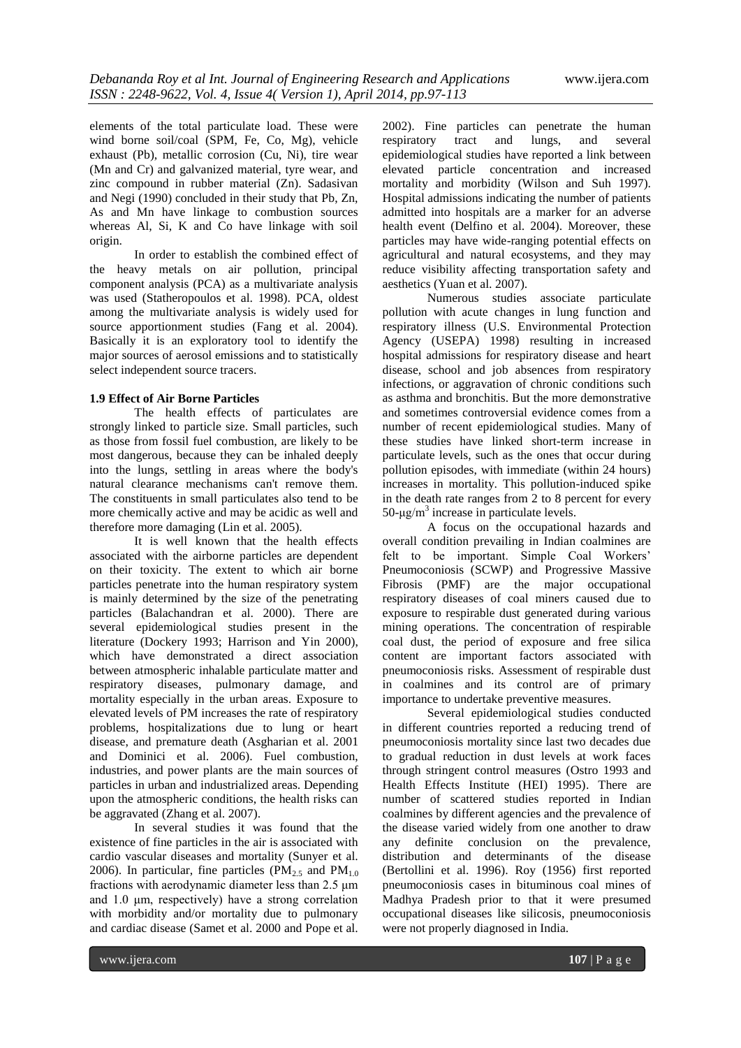elements of the total particulate load. These were wind borne soil/coal (SPM, Fe, Co, Mg), vehicle exhaust (Pb), metallic corrosion (Cu, Ni), tire wear (Mn and Cr) and galvanized material, tyre wear, and zinc compound in rubber material (Zn). Sadasivan and Negi (1990) concluded in their study that Pb, Zn, As and Mn have linkage to combustion sources whereas Al, Si, K and Co have linkage with soil origin.

In order to establish the combined effect of the heavy metals on air pollution, principal component analysis (PCA) as a multivariate analysis was used (Statheropoulos et al. 1998). PCA, oldest among the multivariate analysis is widely used for source apportionment studies (Fang et al. 2004). Basically it is an exploratory tool to identify the major sources of aerosol emissions and to statistically select independent source tracers.

### 1.9 Effect of Air Borne Particles

The health effects of particulates are strongly linked to particle size. Small particles, such as those from fossil fuel combustion, are likely to be most dangerous, because they can be inhaled deeply into the lungs, settling in areas where the body's natural clearance mechanisms can't remove them. The constituents in small particulates also tend to be more chemically active and may be acidic as well and therefore more damaging (Lin et al. 2005).

It is well known that the health effects associated with the airborne particles are dependent on their toxicity. The extent to which air borne particles penetrate into the human respiratory system is mainly determined by the size of the penetrating particles (Balachandran et al. 2000). There are several epidemiological studies present in the literature (Dockery 1993; Harrison and Yin 2000), which have demonstrated a direct association between atmospheric inhalable particulate matter and respiratory diseases, pulmonary damage, and mortality especially in the urban areas. Exposure to elevated levels of PM increases the rate of respiratory problems, hospitalizations due to lung or heart disease, and premature death (Asgharian et al. 2001 and Dominici et al. 2006). Fuel combustion, industries, and power plants are the main sources of particles in urban and industrialized areas. Depending upon the atmospheric conditions, the health risks can be aggravated (Zhang et al. 2007).

In several studies it was found that the existence of fine particles in the air is associated with cardio vascular diseases and mortality (Sunyer et al. 2006). In particular, fine particles ($PM_{2.5}$ and $PM_{1.0}$ fractions with aerodynamic diameter less than 2.5 μm and 1.0 μm, respectively) have a strong correlation with morbidity and/or mortality due to pulmonary and cardiac disease (Samet et al. 2000 and Pope et al. 2002). Fine particles can penetrate the human respiratory tract and lungs, and several epidemiological studies have reported a link between elevated particle concentration and increased mortality and morbidity (Wilson and Suh 1997). Hospital admissions indicating the number of patients admitted into hospitals are a marker for an adverse health event (Delfino et al. 2004). Moreover, these particles may have wide-ranging potential effects on agricultural and natural ecosystems, and they may reduce visibility affecting transportation safety and aesthetics (Yuan et al. 2007).

Numerous studies associate particulate pollution with acute changes in lung function and respiratory illness (U.S. Environmental Protection Agency (USEPA) 1998) resulting in increased hospital admissions for respiratory disease and heart disease, school and job absences from respiratory infections, or aggravation of chronic conditions such as asthma and bronchitis. But the more demonstrative and sometimes controversial evidence comes from a number of recent epidemiological studies. Many of these studies have linked short-term increase in particulate levels, such as the ones that occur during pollution episodes, with immediate (within 24 hours) increases in mortality. This pollution-induced spike in the death rate ranges from 2 to 8 percent for every 50-$\mu g/m^3$ increase in particulate levels.

A focus on the occupational hazards and overall condition prevailing in Indian coalmines are felt to be important. Simple Coal Workers' Pneumoconiosis (SCWP) and Progressive Massive Fibrosis (PMF) are the major occupational respiratory diseases of coal miners caused due to exposure to respirable dust generated during various mining operations. The concentration of respirable coal dust, the period of exposure and free silica content are important factors associated with pneumoconiosis risks. Assessment of respirable dust in coalmines and its control are of primary importance to undertake preventive measures.

Several epidemiological studies conducted in different countries reported a reducing trend of pneumoconiosis mortality since last two decades due to gradual reduction in dust levels at work faces through stringent control measures (Ostro 1993 and Health Effects Institute (HEI) 1995). There are number of scattered studies reported in Indian coalmines by different agencies and the prevalence of the disease varied widely from one another to draw any definite conclusion on the prevalence, distribution and determinants of the disease (Bertollini et al. 1996). Roy (1956) first reported pneumoconiosis cases in bituminous coal mines of Madhya Pradesh prior to that it were presumed occupational diseases like silicosis, pneumoconiosis were not properly diagnosed in India.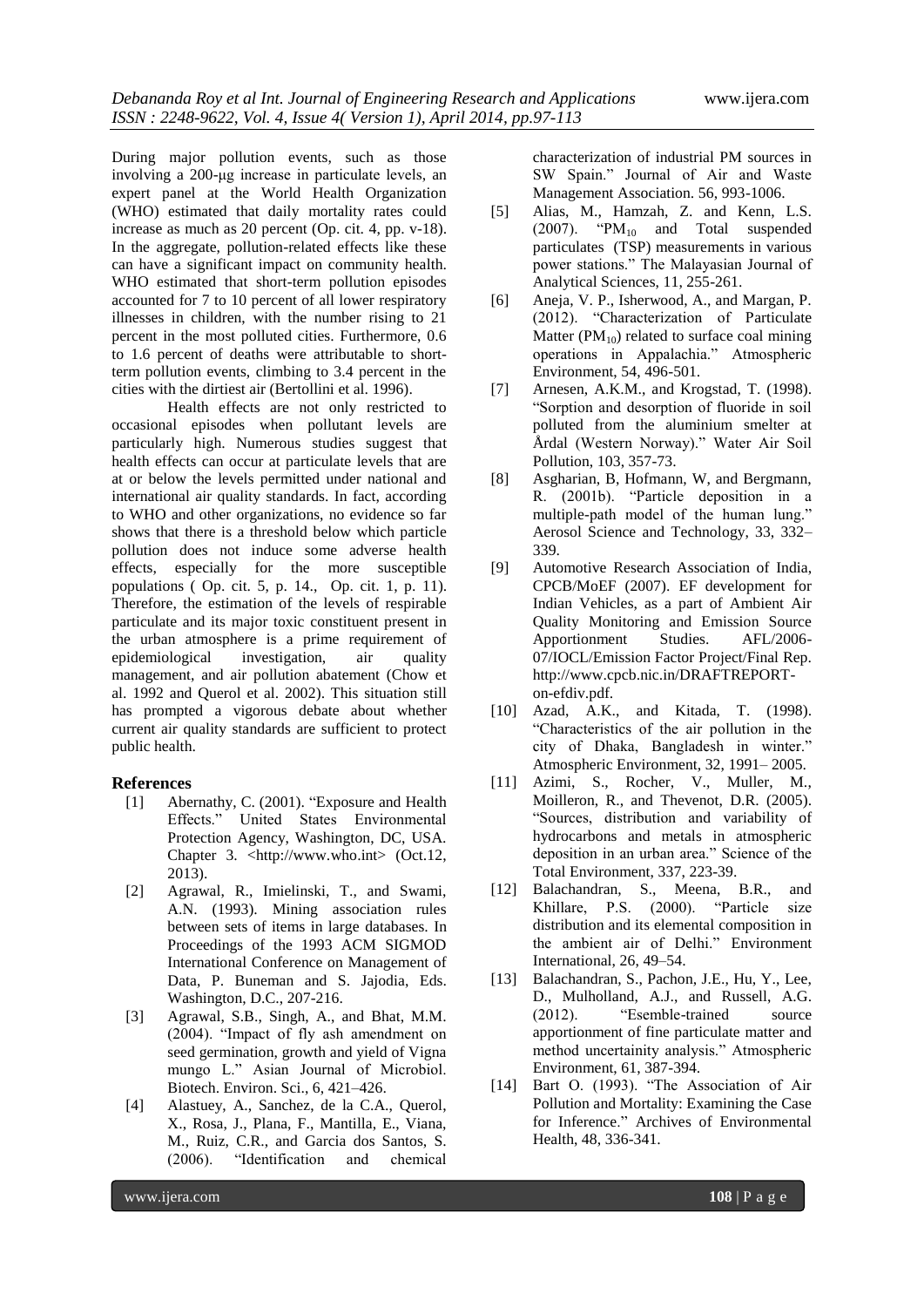During major pollution events, such as those involving a 200-μg increase in particulate levels, an expert panel at the World Health Organization (WHO) estimated that daily mortality rates could increase as much as 20 percent (Op. cit. 4, pp. v-18). In the aggregate, pollution-related effects like these can have a significant impact on community health. WHO estimated that short-term pollution episodes accounted for 7 to 10 percent of all lower respiratory illnesses in children, with the number rising to 21 percent in the most polluted cities. Furthermore, 0.6 to 1.6 percent of deaths were attributable to short-term pollution events, climbing to 3.4 percent in the cities with the dirtiest air (Bertollini et al. 1996).

Health effects are not only restricted to occasional episodes when pollutant levels are particularly high. Numerous studies suggest that health effects can occur at particulate levels that are at or below the levels permitted under national and international air quality standards. In fact, according to WHO and other organizations, no evidence so far shows that there is a threshold below which particle pollution does not induce some adverse health effects, especially for the more susceptible populations ( Op. cit. 5, p. 14., Op. cit. 1, p. 11). Therefore, the estimation of the levels of respirable particulate and its major toxic constituent present in the urban atmosphere is a prime requirement of epidemiological investigation, air quality management, and air pollution abatement (Chow et al. 1992 and Querol et al. 2002). This situation still has prompted a vigorous debate about whether current air quality standards are sufficient to protect public health.

## References

[1] Abernathy, C. (2001). "Exposure and Health Effects." United States Environmental Protection Agency, Washington, DC, USA. Chapter 3. <http://www.who.int> (Oct.12, 2013).

[2] Agrawal, R., Imielinski, T., and Swami, A.N. (1993). Mining association rules between sets of items in large databases. In Proceedings of the 1993 ACM SIGMOD International Conference on Management of Data, P. Buneman and S. Jajodia, Eds. Washington, D.C., 207-216.

[3] Agrawal, S.B., Singh, A., and Bhat, M.M. (2004). "Impact of fly ash amendment on seed germination, growth and yield of Vigna mungo L." Asian Journal of Microbiol. Biotech. Environ. Sci., 6, 421–426.

[4] Alastuey, A., Sanchez, de la C.A., Querol, X., Rosa, J., Plana, F., Mantilla, E., Viana, M., Ruiz, C.R., and Garcia dos Santos, S. (2006). "Identification and chemical characterization of industrial PM sources in SW Spain." Journal of Air and Waste Management Association. 56, 993-1006.

[5] Alias, M., Hamzah, Z. and Kenn, L.S. (2007). "$PM_{10}$ and Total suspended particulates (TSP) measurements in various power stations." The Malayasian Journal of Analytical Sciences, 11, 255-261.

[6] Aneja, V. P., Isherwood, A., and Margan, P. (2012). "Characterization of Particulate Matter ($PM_{10}$) related to surface coal mining operations in Appalachia." Atmospheric Environment, 54, 496-501.

[7] Arnesen, A.K.M., and Krogstad, T. (1998). "Sorption and desorption of fluoride in soil polluted from the aluminium smelter at Årdal (Western Norway)." Water Air Soil Pollution, 103, 357-73.

[8] Asgharian, B, Hofmann, W, and Bergmann, R. (2001b). "Particle deposition in a multiple-path model of the human lung." Aerosol Science and Technology, 33, 332–339.

[9] Automotive Research Association of India, CPCB/MoEF (2007). EF development for Indian Vehicles, as a part of Ambient Air Quality Monitoring and Emission Source Apportionment Studies. AFL/2006-07/IOCL/Emission Factor Project/Final Rep. http://www.cpcb.nic.in/DRAFTREPORT-on-efdiv.pdf.

[10] Azad, A.K., and Kitada, T. (1998). "Characteristics of the air pollution in the city of Dhaka, Bangladesh in winter." Atmospheric Environment, 32, 1991– 2005.

[11] Azimi, S., Rocher, V., Muller, M., Moilleron, R., and Thevenot, D.R. (2005). "Sources, distribution and variability of hydrocarbons and metals in atmospheric deposition in an urban area." Science of the Total Environment, 337, 223-39.

[12] Balachandran, S., Meena, B.R., and Khillare, P.S. (2000). "Particle size distribution and its elemental composition in the ambient air of Delhi." Environment International, 26, 49–54.

[13] Balachandran, S., Pachon, J.E., Hu, Y., Lee, D., Mulholland, A.J., and Russell, A.G. (2012). "Esemble-trained source apportionment of fine particulate matter and method uncertainity analysis." Atmospheric Environment, 61, 387-394.

[14] Bart O. (1993). "The Association of Air Pollution and Mortality: Examining the Case for Inference." Archives of Environmental Health, 48, 336-341.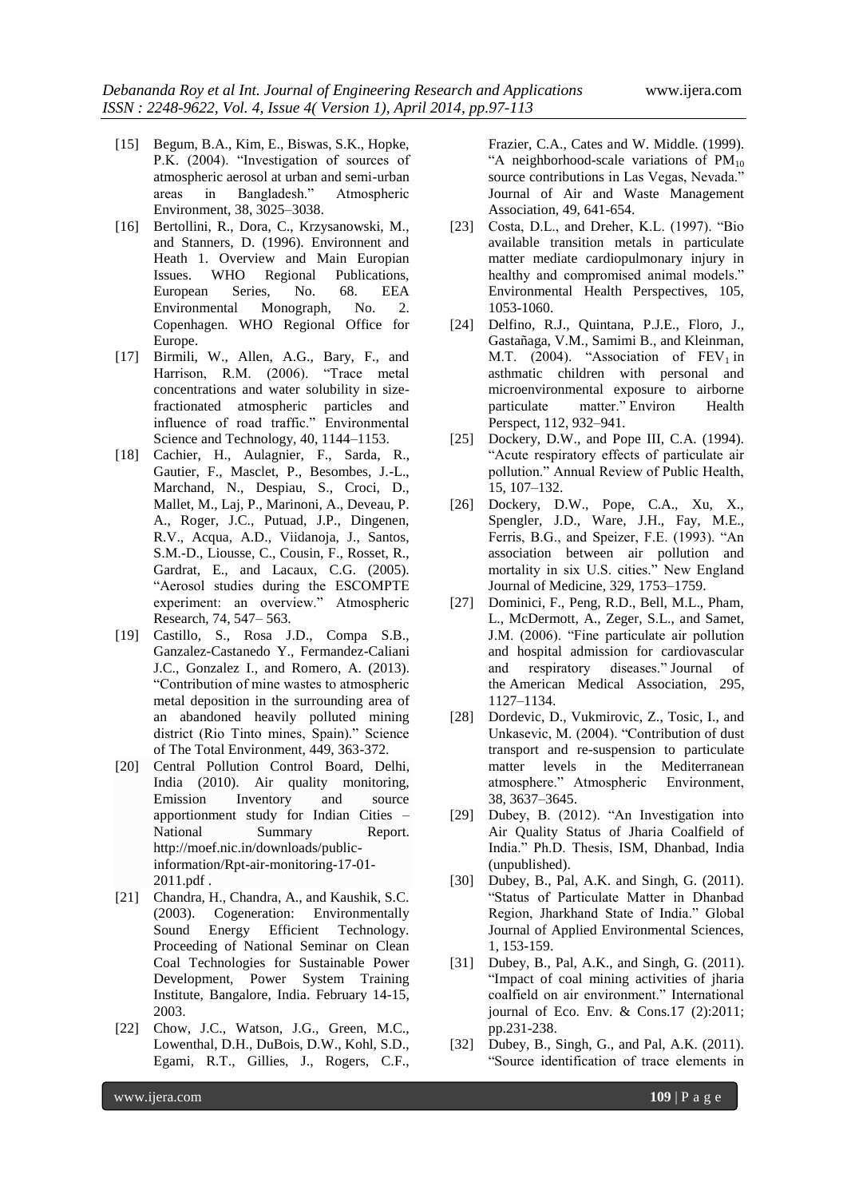[15] Begum, B.A., Kim, E., Biswas, S.K., Hopke, P.K. (2004). "Investigation of sources of atmospheric aerosol at urban and semi-urban areas in Bangladesh." Atmospheric Environment, 38, 3025–3038.

[16] Bertollini, R., Dora, C., Krzysanowski, M., and Stanners, D. (1996). Environnent and Heath 1. Overview and Main Europian Issues. WHO Regional Publications, European Series, No. 68. EEA Environmental Monograph, No. 2. Copenhagen. WHO Regional Office for Europe.

[17] Birmili, W., Allen, A.G., Bary, F., and Harrison, R.M. (2006). "Trace metal concentrations and water solubility in size-fractionated atmospheric particles and influence of road traffic." Environmental Science and Technology, 40, 1144–1153.

[18] Cachier, H., Aulagnier, F., Sarda, R., Gautier, F., Masclet, P., Besombes, J.-L., Marchand, N., Despiau, S., Croci, D., Mallet, M., Laj, P., Marinoni, A., Deveau, P. A., Roger, J.C., Putuad, J.P., Dingenen, R.V., Acqua, A.D., Viidanoja, J., Santos, S.M.-D., Liousse, C., Cousin, F., Rosset, R., Gardrat, E., and Lacaux, C.G. (2005). "Aerosol studies during the ESCOMPTE experiment: an overview." Atmospheric Research, 74, 547– 563.

[19] Castillo, S., Rosa J.D., Compa S.B., Ganzalez-Castanedo Y., Fermandez-Caliani J.C., Gonzalez I., and Romero, A. (2013). "Contribution of mine wastes to atmospheric metal deposition in the surrounding area of an abandoned heavily polluted mining district (Rio Tinto mines, Spain)." Science of The Total Environment, 449, 363-372.

[20] Central Pollution Control Board, Delhi, India (2010). Air quality monitoring, Emission Inventory and source apportionment study for Indian Cities – National Summary Report. http://moef.nic.in/downloads/public-information/Rpt-air-monitoring-17-01-2011.pdf .

[21] Chandra, H., Chandra, A., and Kaushik, S.C. (2003). Cogeneration: Environmentally Sound Energy Efficient Technology. Proceeding of National Seminar on Clean Coal Technologies for Sustainable Power Development, Power System Training Institute, Bangalore, India. February 14-15, 2003.

[22] Chow, J.C., Watson, J.G., Green, M.C., Lowenthal, D.H., DuBois, D.W., Kohl, S.D., Egami, R.T., Gillies, J., Rogers, C.F., Frazier, C.A., Cates and W. Middle. (1999). "A neighborhood-scale variations of $PM_{10}$ source contributions in Las Vegas, Nevada." Journal of Air and Waste Management Association, 49, 641-654.

[23] Costa, D.L., and Dreher, K.L. (1997). "Bio available transition metals in particulate matter mediate cardiopulmonary injury in healthy and compromised animal models." Environmental Health Perspectives, 105, 1053-1060.

[24] Delfino, R.J., Quintana, P.J.E., Floro, J., Gastañaga, V.M., Samimi B., and Kleinman, M.T. (2004). "Association of $FEV_1$ in asthmatic children with personal and microenvironmental exposure to airborne particulate matter." Environ Health Perspect, 112, 932–941.

[25] Dockery, D.W., and Pope III, C.A. (1994). "Acute respiratory effects of particulate air pollution." Annual Review of Public Health, 15, 107–132.

[26] Dockery, D.W., Pope, C.A., Xu, X., Spengler, J.D., Ware, J.H., Fay, M.E., Ferris, B.G., and Speizer, F.E. (1993). "An association between air pollution and mortality in six U.S. cities." New England Journal of Medicine, 329, 1753–1759.

[27] Dominici, F., Peng, R.D., Bell, M.L., Pham, L., McDermott, A., Zeger, S.L., and Samet, J.M. (2006). "Fine particulate air pollution and hospital admission for cardiovascular and respiratory diseases." Journal of the American Medical Association, 295, 1127–1134.

[28] Dordevic, D., Vukmirovic, Z., Tosic, I., and Unkasevic, M. (2004). "Contribution of dust transport and re-suspension to particulate matter levels in the Mediterranean atmosphere." Atmospheric Environment, 38, 3637–3645.

[29] Dubey, B. (2012). "An Investigation into Air Quality Status of Jharia Coalfield of India." Ph.D. Thesis, ISM, Dhanbad, India (unpublished).

[30] Dubey, B., Pal, A.K. and Singh, G. (2011). "Status of Particulate Matter in Dhanbad Region, Jharkhand State of India." Global Journal of Applied Environmental Sciences, 1, 153-159.

[31] Dubey, B., Pal, A.K., and Singh, G. (2011). "Impact of coal mining activities of jharia coalfield on air environment." International journal of Eco. Env. & Cons.17 (2):2011; pp.231-238.

[32] Dubey, B., Singh, G., and Pal, A.K. (2011). "Source identification of trace elements in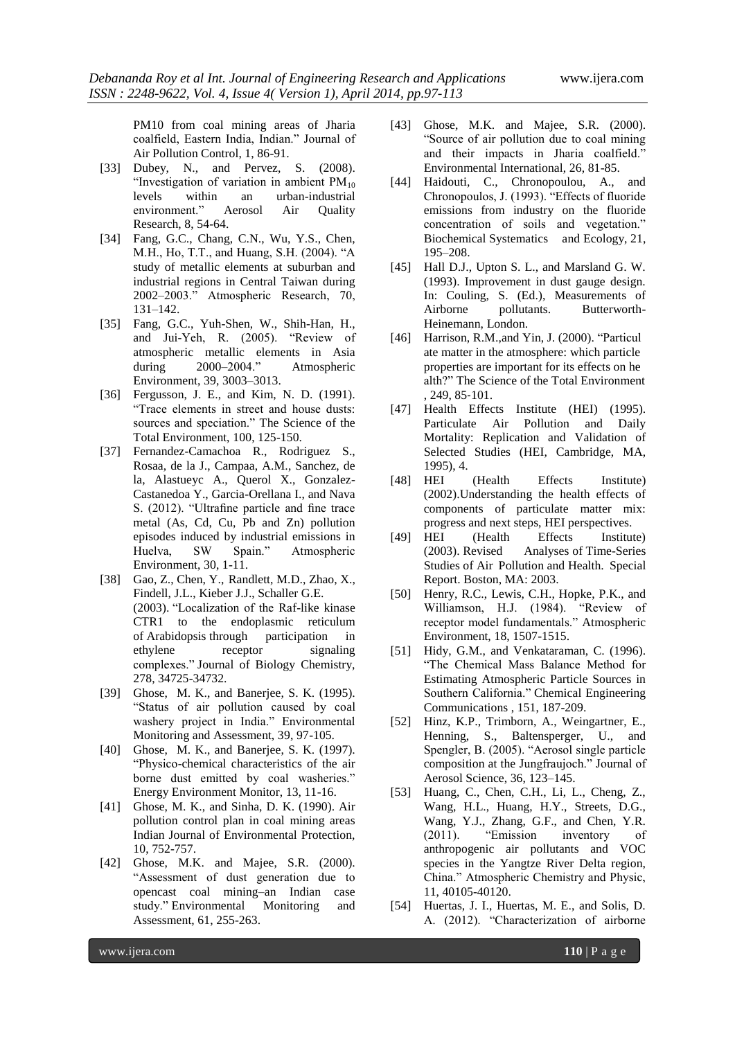PM10 from coal mining areas of Jharia coalfield, Eastern India, Indian." Journal of Air Pollution Control, 1, 86-91.

[33] Dubey, N., and Pervez, S. (2008). "Investigation of variation in ambient $PM_{10}$ levels within an urban-industrial environment." Aerosol Air Quality Research, 8, 54-64.

[34] Fang, G.C., Chang, C.N., Wu, Y.S., Chen, M.H., Ho, T.T., and Huang, S.H. (2004). "A study of metallic elements at suburban and industrial regions in Central Taiwan during 2002–2003." Atmospheric Research, 70, 131–142.

[35] Fang, G.C., Yuh-Shen, W., Shih-Han, H., and Jui-Yeh, R. (2005). "Review of atmospheric metallic elements in Asia during 2000–2004." Atmospheric Environment, 39, 3003–3013.

[36] Fergusson, J. E., and Kim, N. D. (1991). "Trace elements in street and house dusts: sources and speciation." The Science of the Total Environment, 100, 125-150.

[37] Fernandez-Camachoa R., Rodriguez S., Rosaa, de la J., Campaa, A.M., Sanchez, de la, Alastueyc A., Querol X., Gonzalez-Castanedoa Y., Garcia-Orellana I., and Nava S. (2012). "Ultrafine particle and fine trace metal (As, Cd, Cu, Pb and Zn) pollution episodes induced by industrial emissions in Huelva, SW Spain." Atmospheric Environment, 30, 1-11.

[38] Gao, Z., Chen, Y., Randlett, M.D., Zhao, X., Findell, J.L., Kieber J.J., Schaller G.E. (2003). "Localization of the Raf-like kinase CTR1 to the endoplasmic reticulum of Arabidopsis through participation in ethylene receptor signaling complexes." Journal of Biology Chemistry, 278, 34725-34732.

[39] Ghose, M. K., and Banerjee, S. K. (1995). "Status of air pollution caused by coal washery project in India." Environmental Monitoring and Assessment, 39, 97-105.

[40] Ghose, M. K., and Banerjee, S. K. (1997). "Physico-chemical characteristics of the air borne dust emitted by coal washeries." Energy Environment Monitor, 13, 11-16.

[41] Ghose, M. K., and Sinha, D. K. (1990). Air pollution control plan in coal mining areas Indian Journal of Environmental Protection, 10, 752-757.

[42] Ghose, M.K. and Majee, S.R. (2000). "Assessment of dust generation due to opencast coal mining–an Indian case study." Environmental Monitoring and Assessment, 61, 255-263.

[43] Ghose, M.K. and Majee, S.R. (2000). "Source of air pollution due to coal mining and their impacts in Jharia coalfield." Environmental International, 26, 81-85.

[44] Haidouti, C., Chronopoulou, A., and Chronopoulos, J. (1993). "Effects of fluoride emissions from industry on the fluoride concentration of soils and vegetation." Biochemical Systematics and Ecology, 21, 195–208.

[45] Hall D.J., Upton S. L., and Marsland G. W. (1993). Improvement in dust gauge design. In: Couling, S. (Ed.), Measurements of Airborne pollutants. Butterworth-Heinemann, London.

[46] Harrison, R.M.,and Yin, J. (2000). "Particul ate matter in the atmosphere: which particle properties are important for its effects on he alth?" The Science of the Total Environment , 249, 85-101.

[47] Health Effects Institute (HEI) (1995). Particulate Air Pollution and Daily Mortality: Replication and Validation of Selected Studies (HEI, Cambridge, MA, 1995), 4.

[48] HEI (Health Effects Institute) (2002).Understanding the health effects of components of particulate matter mix: progress and next steps, HEI perspectives.

[49] HEI (Health Effects Institute) (2003). Revised Analyses of Time-Series Studies of Air Pollution and Health. Special Report. Boston, MA: 2003.

[50] Henry, R.C., Lewis, C.H., Hopke, P.K., and Williamson, H.J. (1984). "Review of receptor model fundamentals." Atmospheric Environment, 18, 1507-1515.

[51] Hidy, G.M., and Venkataraman, C. (1996). "The Chemical Mass Balance Method for Estimating Atmospheric Particle Sources in Southern California." Chemical Engineering Communications , 151, 187-209.

[52] Hinz, K.P., Trimborn, A., Weingartner, E., Henning, S., Baltensperger, U., and Spengler, B. (2005). "Aerosol single particle composition at the Jungfraujoch." Journal of Aerosol Science, 36, 123–145.

[53] Huang, C., Chen, C.H., Li, L., Cheng, Z., Wang, H.L., Huang, H.Y., Streets, D.G., Wang, Y.J., Zhang, G.F., and Chen, Y.R. (2011). "Emission inventory of anthropogenic air pollutants and VOC species in the Yangtze River Delta region, China." Atmospheric Chemistry and Physic, 11, 40105-40120.

[54] Huertas, J. I., Huertas, M. E., and Solis, D. A. (2012). "Characterization of airborne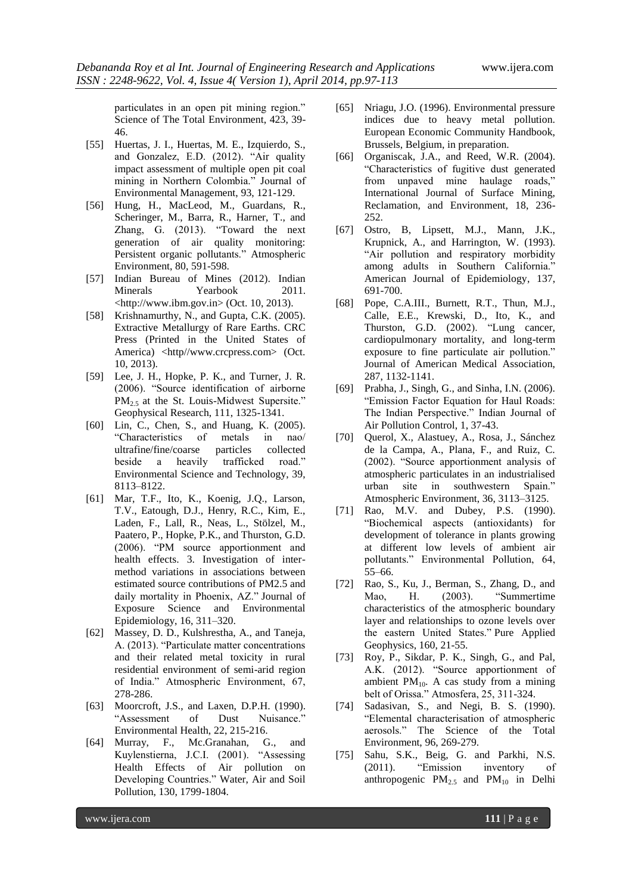particulates in an open pit mining region." Science of The Total Environment, 423, 39-46.

[55] Huertas, J. I., Huertas, M. E., Izquierdo, S., and Gonzalez, E.D. (2012). "Air quality impact assessment of multiple open pit coal mining in Northern Colombia." Journal of Environmental Management, 93, 121-129.

[56] Hung, H., MacLeod, M., Guardans, R., Scheringer, M., Barra, R., Harner, T., and Zhang, G. (2013). "Toward the next generation of air quality monitoring: Persistent organic pollutants." Atmospheric Environment, 80, 591-598.

[57] Indian Bureau of Mines (2012). Indian Minerals Yearbook 2011. <http://www.ibm.gov.in> (Oct. 10, 2013).

[58] Krishnamurthy, N., and Gupta, C.K. (2005). Extractive Metallurgy of Rare Earths. CRC Press (Printed in the United States of America) <http//www.crcpress.com> (Oct. 10, 2013).

[59] Lee, J. H., Hopke, P. K., and Turner, J. R. (2006). "Source identification of airborne $PM_{2.5}$ at the St. Louis-Midwest Supersite." Geophysical Research, 111, 1325-1341.

[60] Lin, C., Chen, S., and Huang, K. (2005). "Characteristics of metals in nao/ ultrafine/fine/coarse particles collected beside a heavily trafficked road." Environmental Science and Technology, 39, 8113–8122.

[61] Mar, T.F., Ito, K., Koenig, J.Q., Larson, T.V., Eatough, D.J., Henry, R.C., Kim, E., Laden, F., Lall, R., Neas, L., Stölzel, M., Paatero, P., Hopke, P.K., and Thurston, G.D. (2006). "PM source apportionment and health effects. 3. Investigation of inter-method variations in associations between estimated source contributions of PM2.5 and daily mortality in Phoenix, AZ." Journal of Exposure Science and Environmental Epidemiology, 16, 311–320.

[62] Massey, D. D., Kulshrestha, A., and Taneja, A. (2013). "Particulate matter concentrations and their related metal toxicity in rural residential environment of semi-arid region of India." Atmospheric Environment, 67, 278-286.

[63] Moorcroft, J.S., and Laxen, D.P.H. (1990). "Assessment of Dust Nuisance." Environmental Health, 22, 215-216.

[64] Murray, F., Mc.Granahan, G., and Kuylenstierna, J.C.I. (2001). "Assessing Health Effects of Air pollution on Developing Countries." Water, Air and Soil Pollution, 130, 1799-1804.

[65] Nriagu, J.O. (1996). Environmental pressure indices due to heavy metal pollution. European Economic Community Handbook, Brussels, Belgium, in preparation.

[66] Organiscak, J.A., and Reed, W.R. (2004). "Characteristics of fugitive dust generated from unpaved mine haulage roads," International Journal of Surface Mining, Reclamation, and Environment, 18, 236-252.

[67] Ostro, B, Lipsett, M.J., Mann, J.K., Krupnick, A., and Harrington, W. (1993). "Air pollution and respiratory morbidity among adults in Southern California." American Journal of Epidemiology, 137, 691-700.

[68] Pope, C.A.III., Burnett, R.T., Thun, M.J., Calle, E.E., Krewski, D., Ito, K., and Thurston, G.D. (2002). "Lung cancer, cardiopulmonary mortality, and long-term exposure to fine particulate air pollution." Journal of American Medical Association, 287, 1132-1141.

[69] Prabha, J., Singh, G., and Sinha, I.N. (2006). "Emission Factor Equation for Haul Roads: The Indian Perspective." Indian Journal of Air Pollution Control, 1, 37-43.

[70] Querol, X., Alastuey, A., Rosa, J., Sánchez de la Campa, A., Plana, F., and Ruiz, C. (2002). "Source apportionment analysis of atmospheric particulates in an industrialised urban site in southwestern Spain." Atmospheric Environment, 36, 3113–3125.

[71] Rao, M.V. and Dubey, P.S. (1990). "Biochemical aspects (antioxidants) for development of tolerance in plants growing at different low levels of ambient air pollutants." Environmental Pollution, 64, 55–66.

[72] Rao, S., Ku, J., Berman, S., Zhang, D., and Mao, H. (2003). "Summertime characteristics of the atmospheric boundary layer and relationships to ozone levels over the eastern United States." Pure Applied Geophysics, 160, 21-55.

[73] Roy, P., Sikdar, P. K., Singh, G., and Pal, A.K. (2012). "Source apportionment of ambient $PM_{10}$. A cas study from a mining belt of Orissa." Atmosfera, 25, 311-324.

[74] Sadasivan, S., and Negi, B. S. (1990). "Elemental characterisation of atmospheric aerosols." The Science of the Total Environment, 96, 269-279.

[75] Sahu, S.K., Beig, G. and Parkhi, N.S. (2011). "Emission inventory of anthropogenic $PM_{2.5}$ and $PM_{10}$ in Delhi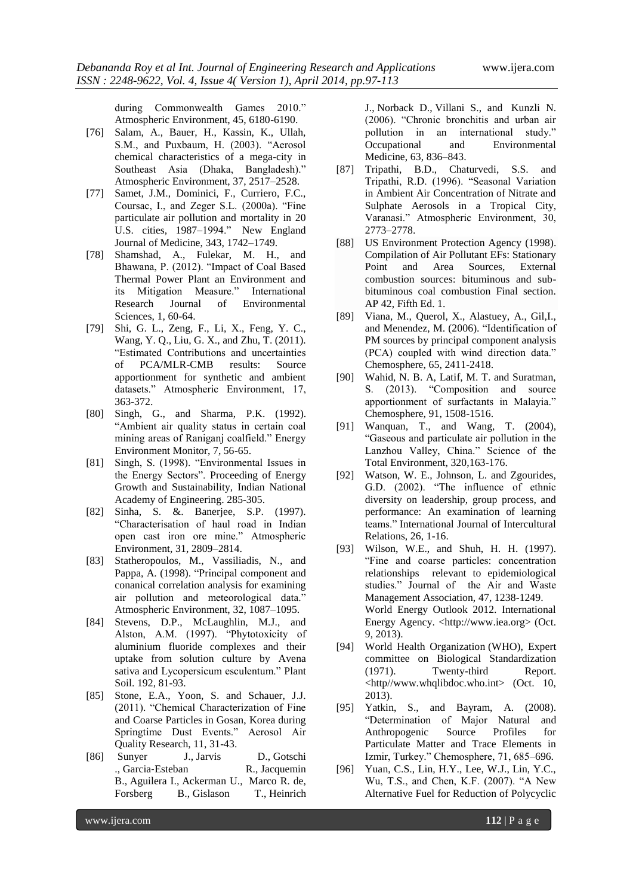during Commonwealth Games 2010." Atmospheric Environment, 45, 6180-6190.

[76] Salam, A., Bauer, H., Kassin, K., Ullah, S.M., and Puxbaum, H. (2003). "Aerosol chemical characteristics of a mega-city in Southeast Asia (Dhaka, Bangladesh)." Atmospheric Environment, 37, 2517–2528.

[77] Samet, J.M., Dominici, F., Curriero, F.C., Coursac, I., and Zeger S.L. (2000a). "Fine particulate air pollution and mortality in 20 U.S. cities, 1987–1994." New England Journal of Medicine, 343, 1742–1749.

[78] Shamshad, A., Fulekar, M. H., and Bhawana, P. (2012). "Impact of Coal Based Thermal Power Plant an Environment and its Mitigation Measure." International Research Journal of Environmental Sciences, 1, 60-64.

[79] Shi, G. L., Zeng, F., Li, X., Feng, Y. C., Wang, Y. Q., Liu, G. X., and Zhu, T. (2011). "Estimated Contributions and uncertainties of PCA/MLR-CMB results: Source apportionment for synthetic and ambient datasets." Atmospheric Environment, 17, 363-372.

[80] Singh, G., and Sharma, P.K. (1992). "Ambient air quality status in certain coal mining areas of Raniganj coalfield." Energy Environment Monitor, 7, 56-65.

[81] Singh, S. (1998). "Environmental Issues in the Energy Sectors". Proceeding of Energy Growth and Sustainability, Indian National Academy of Engineering. 285-305.

[82] Sinha, S. &. Banerjee, S.P. (1997). "Characterisation of haul road in Indian open cast iron ore mine." Atmospheric Environment, 31, 2809–2814.

[83] Statheropoulos, M., Vassiliadis, N., and Pappa, A. (1998). "Principal component and conanical correlation analysis for examining air pollution and meteorological data." Atmospheric Environment, 32, 1087–1095.

[84] Stevens, D.P., McLaughlin, M.J., and Alston, A.M. (1997). "Phytotoxicity of aluminium fluoride complexes and their uptake from solution culture by Avena sativa and Lycopersicum esculentum." Plant Soil. 192, 81-93.

[85] Stone, E.A., Yoon, S. and Schauer, J.J. (2011). "Chemical Characterization of Fine and Coarse Particles in Gosan, Korea during Springtime Dust Events." Aerosol Air Quality Research, 11, 31-43.

[86] Sunyer J., Jarvis D., Gotschi ., Garcia-Esteban R., Jacquemin B., Aguilera I., Ackerman U., Marco R. de, Forsberg B., Gislason T., Heinrich J., Norback D., Villani S., and Kunzli N. (2006). "Chronic bronchitis and urban air pollution in an international study." Occupational and Environmental Medicine, 63, 836–843.

[87] Tripathi, B.D., Chaturvedi, S.S. and Tripathi, R.D. (1996). "Seasonal Variation in Ambient Air Concentration of Nitrate and Sulphate Aerosols in a Tropical City, Varanasi." Atmospheric Environment, 30, 2773–2778.

[88] US Environment Protection Agency (1998). Compilation of Air Pollutant EFs: Stationary Point and Area Sources, External combustion sources: bituminous and sub-bituminous coal combustion Final section. AP 42, Fifth Ed. 1.

[89] Viana, M., Querol, X., Alastuey, A., Gil,I., and Menendez, M. (2006). "Identification of PM sources by principal component analysis (PCA) coupled with wind direction data." Chemosphere, 65, 2411-2418.

[90] Wahid, N. B. A, Latif, M. T. and Suratman, S. (2013). "Composition and source apportionment of surfactants in Malayia." Chemosphere, 91, 1508-1516.

[91] Wanquan, T., and Wang, T. (2004), "Gaseous and particulate air pollution in the Lanzhou Valley, China." Science of the Total Environment, 320,163-176.

[92] Watson, W. E., Johnson, L. and Zgourides, G.D. (2002). "The influence of ethnic diversity on leadership, group process, and performance: An examination of learning teams." International Journal of Intercultural Relations, 26, 1-16.

[93] Wilson, W.E., and Shuh, H. H. (1997). "Fine and coarse particles: concentration relationships relevant to epidemiological studies." Journal of the Air and Waste Management Association, 47, 1238-1249. World Energy Outlook 2012. International Energy Agency. <http://www.iea.org> (Oct. 9, 2013).

[94] World Health Organization (WHO), Expert committee on Biological Standardization (1971). Twenty-third Report. <http//www.whqlibdoc.who.int> (Oct. 10, 2013).

[95] Yatkin, S., and Bayram, A. (2008). "Determination of Major Natural and Anthropogenic Source Profiles for Particulate Matter and Trace Elements in Izmir, Turkey." Chemosphere, 71, 685–696.

[96] Yuan, C.S., Lin, H.Y., Lee, W.J., Lin, Y.C., Wu, T.S., and Chen, K.F. (2007). "A New Alternative Fuel for Reduction of Polycyclic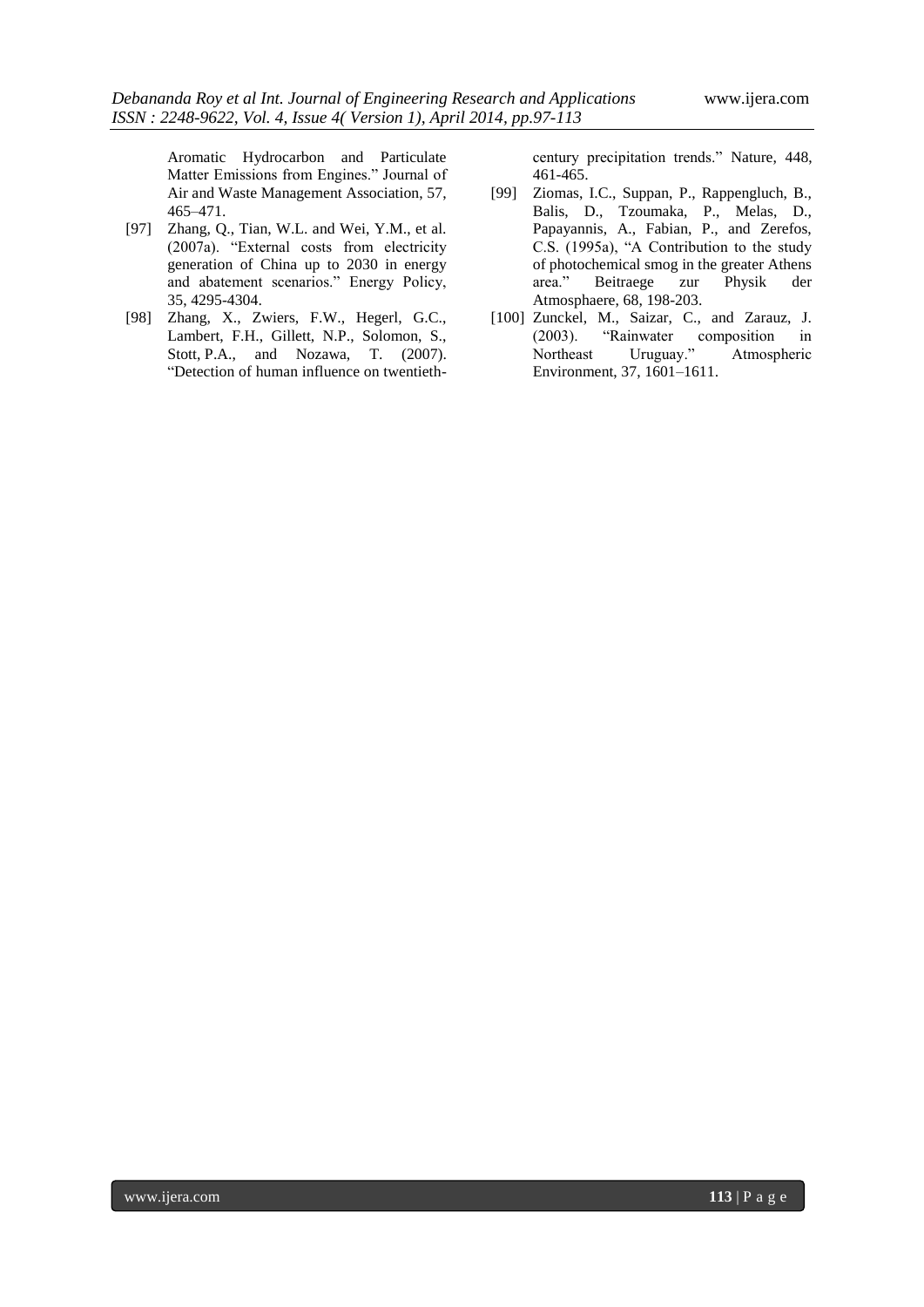Aromatic Hydrocarbon and Particulate Matter Emissions from Engines." Journal of Air and Waste Management Association, 57, 465–471.

[97] Zhang, Q., Tian, W.L. and Wei, Y.M., et al. (2007a). "External costs from electricity generation of China up to 2030 in energy and abatement scenarios." Energy Policy, 35, 4295-4304.

[98] Zhang, X., Zwiers, F.W., Hegerl, G.C., Lambert, F.H., Gillett, N.P., Solomon, S., Stott, P.A., and Nozawa, T. (2007). "Detection of human influence on twentieth-century precipitation trends." Nature, 448, 461-465.

[99] Ziomas, I.C., Suppan, P., Rappengluch, B., Balis, D., Tzoumaka, P., Melas, D., Papayannis, A., Fabian, P., and Zerefos, C.S. (1995a), "A Contribution to the study of photochemical smog in the greater Athens area." Beitraege zur Physik der Atmosphaere, 68, 198-203.

[100] Zunckel, M., Saizar, C., and Zarauz, J. (2003). "Rainwater composition in Northeast Uruguay." Atmospheric Environment, 37, 1601–1611.